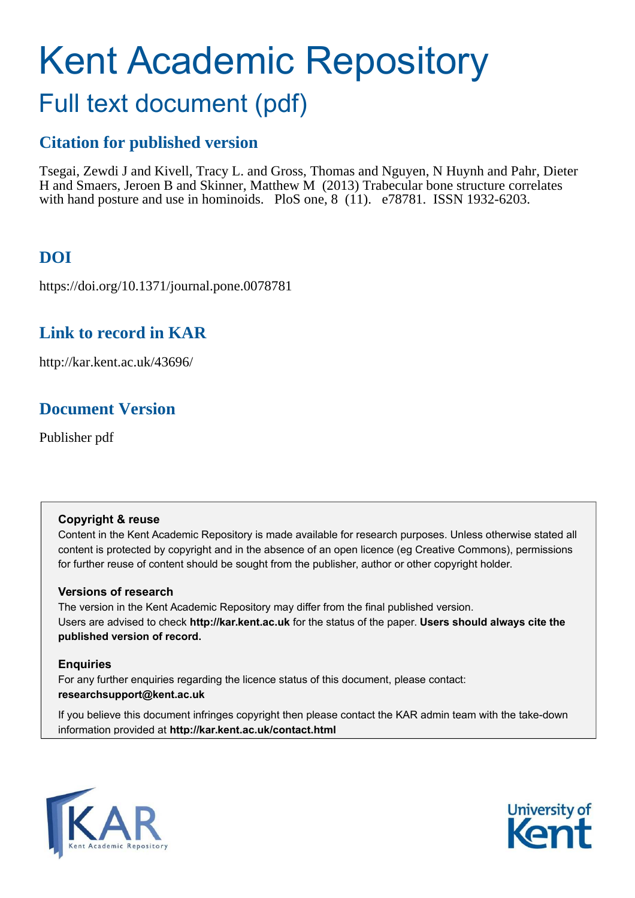# Kent Academic Repository

## Full text document (pdf)

### Citation for published version

Tsegai, Zewdi J and Kivell, Tracy L. and Gross, Thomas and Nguyen, N Huynh and Pahr, Dieter H and Smaers, Jeroen B and Skinner, Matthew M (2013) Trabecular bone structure correlates with hand posture and use in hominoids. PloS one, 8 (11). e78781. ISSN 1932-6203.

### DOI

https://doi.org/10.1371/journal.pone.0078781

### Link to record in KAR

http://kar.kent.ac.uk/43696/

### Document Version

Publisher pdf

**Copyright & reuse**

Content in the Kent Academic Repository is made available for research purposes. Unless otherwise stated all content is protected by copyright and in the absence of an open licence (eg Creative Commons), permissions for further reuse of content should be sought from the publisher, author or other copyright holder.

**Versions of research**

The version in the Kent Academic Repository may differ from the final published version. Users are advised to check **http://kar.kent.ac.uk** for the status of the paper. **Users should always cite the published version of record.**

**Enquiries**

For any further enquiries regarding the licence status of this document, please contact: **researchsupport@kent.ac.uk**

If you believe this document infringes copyright then please contact the KAR admin team with the take-down information provided at **http://kar.kent.ac.uk/contact.html**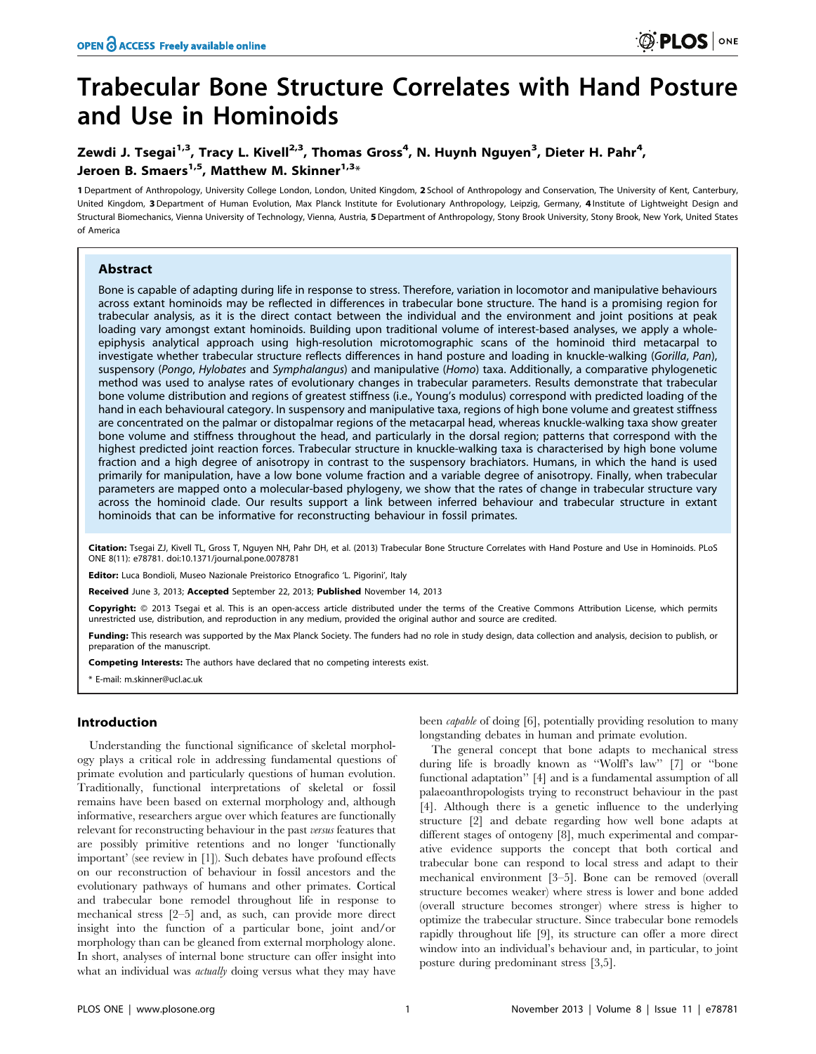# Trabecular Bone Structure Correlates with Hand Posture and Use in Hominoids

**Zewdi J. Tsegai[1,3], Tracy L. Kivell[2,3], Thomas Gross[4], N. Huynh Nguyen[3], Dieter H. Pahr[4], Jeroen B. Smaers[1,5], Matthew M. Skinner[1,3]***

1 Department of Anthropology, University College London, London, United Kingdom, 2 School of Anthropology and Conservation, The University of Kent, Canterbury, United Kingdom, 3 Department of Human Evolution, Max Planck Institute for Evolutionary Anthropology, Leipzig, Germany, 4 Institute of Lightweight Design and Structural Biomechanics, Vienna University of Technology, Vienna, Austria, 5 Department of Anthropology, Stony Brook University, Stony Brook, New York, United States of America

## Abstract

Bone is capable of adapting during life in response to stress. Therefore, variation in locomotor and manipulative behaviours across extant hominoids may be reflected in differences in trabecular bone structure. The hand is a promising region for trabecular analysis, as it is the direct contact between the individual and the environment and joint positions at peak loading vary amongst extant hominoids. Building upon traditional volume of interest-based analyses, we apply a whole-epiphysis analytical approach using high-resolution microtomographic scans of the hominoid third metacarpal to investigate whether trabecular structure reflects differences in hand posture and loading in knuckle-walking (*Gorilla*, *Pan*), suspensory (*Pongo*, *Hylobates* and *Symphalangus*) and manipulative (*Homo*) taxa. Additionally, a comparative phylogenetic method was used to analyse rates of evolutionary changes in trabecular parameters. Results demonstrate that trabecular bone volume distribution and regions of greatest stiffness (i.e., Young's modulus) correspond with predicted loading of the hand in each behavioural category. In suspensory and manipulative taxa, regions of high bone volume and greatest stiffness are concentrated on the palmar or distopalmar regions of the metacarpal head, whereas knuckle-walking taxa show greater bone volume and stiffness throughout the head, and particularly in the dorsal region; patterns that correspond with the highest predicted joint reaction forces. Trabecular structure in knuckle-walking taxa is characterised by high bone volume fraction and a high degree of anisotropy in contrast to the suspensory brachiators. Humans, in which the hand is used primarily for manipulation, have a low bone volume fraction and a variable degree of anisotropy. Finally, when trabecular parameters are mapped onto a molecular-based phylogeny, we show that the rates of change in trabecular structure vary across the hominoid clade. Our results support a link between inferred behaviour and trabecular structure in extant hominoids that can be informative for reconstructing behaviour in fossil primates.

**Citation:** Tsegai ZJ, Kivell TL, Gross T, Nguyen NH, Pahr DH, et al. (2013) Trabecular Bone Structure Correlates with Hand Posture and Use in Hominoids. PLoS ONE 8(11): e78781. doi:10.1371/journal.pone.0078781

**Editor:** Luca Bondioli, Museo Nazionale Preistorico Etnografico 'L. Pigorini', Italy

**Received** June 3, 2013; **Accepted** September 22, 2013; **Published** November 14, 2013

**Copyright:** © 2013 Tsegai et al. This is an open-access article distributed under the terms of the Creative Commons Attribution License, which permits unrestricted use, distribution, and reproduction in any medium, provided the original author and source are credited.

**Funding:** This research was supported by the Max Planck Society. The funders had no role in study design, data collection and analysis, decision to publish, or preparation of the manuscript.

**Competing Interests:** The authors have declared that no competing interests exist.

\* E-mail: m.skinner@ucl.ac.uk

## Introduction

Understanding the functional significance of skeletal morphology plays a critical role in addressing fundamental questions of primate evolution and particularly questions of human evolution. Traditionally, functional interpretations of skeletal or fossil remains have been based on external morphology and, although informative, researchers argue over which features are functionally relevant for reconstructing behaviour in the past *versus* features that are possibly primitive retentions and no longer 'functionally important' (see review in [1]). Such debates have profound effects on our reconstruction of behaviour in fossil ancestors and the evolutionary pathways of humans and other primates. Cortical and trabecular bone remodel throughout life in response to mechanical stress [2–5] and, as such, can provide more direct insight into the function of a particular bone, joint and/or morphology than can be gleaned from external morphology alone. In short, analyses of internal bone structure can offer insight into what an individual was *actually* doing versus what they may have been *capable* of doing [6], potentially providing resolution to many longstanding debates in human and primate evolution.

The general concept that bone adapts to mechanical stress during life is broadly known as "Wolff's law" [7] or "bone functional adaptation" [4] and is a fundamental assumption of all palaeoanthropologists trying to reconstruct behaviour in the past [4]. Although there is a genetic influence to the underlying structure [2] and debate regarding how well bone adapts at different stages of ontogeny [8], much experimental and comparative evidence supports the concept that both cortical and trabecular bone can respond to local stress and adapt to their mechanical environment [3–5]. Bone can be removed (overall structure becomes weaker) where stress is lower and bone added (overall structure becomes stronger) where stress is higher to optimize the trabecular structure. Since trabecular bone remodels rapidly throughout life [9], its structure can offer a more direct window into an individual's behaviour and, in particular, to joint posture during predominant stress [3,5].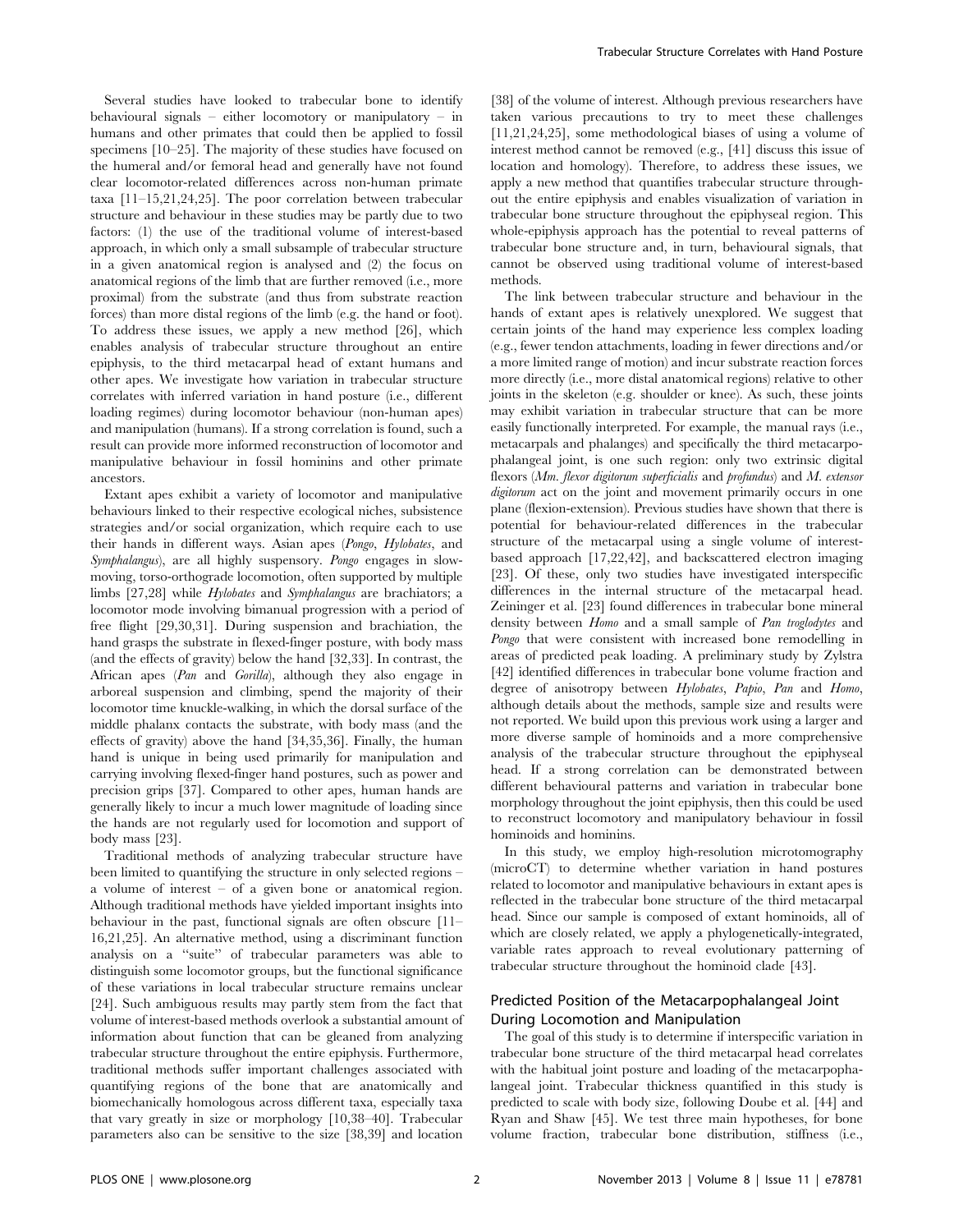Several studies have looked to trabecular bone to identify behavioural signals – either locomotory or manipulatory – in humans and other primates that could then be applied to fossil specimens [10–25]. The majority of these studies have focused on the humeral and/or femoral head and generally have not found clear locomotor-related differences across non-human primate taxa [11–15,21,24,25]. The poor correlation between trabecular structure and behaviour in these studies may be partly due to two factors: (1) the use of the traditional volume of interest-based approach, in which only a small subsample of trabecular structure in a given anatomical region is analysed and (2) the focus on anatomical regions of the limb that are further removed (i.e., more proximal) from the substrate (and thus from substrate reaction forces) than more distal regions of the limb (e.g. the hand or foot). To address these issues, we apply a new method [26], which enables analysis of trabecular structure throughout an entire epiphysis, to the third metacarpal head of extant humans and other apes. We investigate how variation in trabecular structure correlates with inferred variation in hand posture (i.e., different loading regimes) during locomotor behaviour (non-human apes) and manipulation (humans). If a strong correlation is found, such a result can provide more informed reconstruction of locomotor and manipulative behaviour in fossil hominins and other primate ancestors.

Extant apes exhibit a variety of locomotor and manipulative behaviours linked to their respective ecological niches, subsistence strategies and/or social organization, which require each to use their hands in different ways. Asian apes (*Pongo*, *Hylobates*, and *Symphalangus*), are all highly suspensory. *Pongo* engages in slow-moving, torso-orthograde locomotion, often supported by multiple limbs [27,28] while *Hylobates* and *Symphalangus* are brachiators; a locomotor mode involving bimanual progression with a period of free flight [29,30,31]. During suspension and brachiation, the hand grasps the substrate in flexed-finger posture, with body mass (and the effects of gravity) below the hand [32,33]. In contrast, the African apes (*Pan* and *Gorilla*), although they also engage in arboreal suspension and climbing, spend the majority of their locomotor time knuckle-walking, in which the dorsal surface of the middle phalanx contacts the substrate, with body mass (and the effects of gravity) above the hand [34,35,36]. Finally, the human hand is unique in being used primarily for manipulation and carrying involving flexed-finger hand postures, such as power and precision grips [37]. Compared to other apes, human hands are generally likely to incur a much lower magnitude of loading since the hands are not regularly used for locomotion and support of body mass [23].

Traditional methods of analyzing trabecular structure have been limited to quantifying the structure in only selected regions – a volume of interest – of a given bone or anatomical region. Although traditional methods have yielded important insights into behaviour in the past, functional signals are often obscure [11–16,21,25]. An alternative method, using a discriminant function analysis on a "suite" of trabecular parameters was able to distinguish some locomotor groups, but the functional significance of these variations in local trabecular structure remains unclear [24]. Such ambiguous results may partly stem from the fact that volume of interest-based methods overlook a substantial amount of information about function that can be gleaned from analyzing trabecular structure throughout the entire epiphysis. Furthermore, traditional methods suffer important challenges associated with quantifying regions of the bone that are anatomically and biomechanically homologous across different taxa, especially taxa that vary greatly in size or morphology [10,38–40]. Trabecular parameters also can be sensitive to the size [38,39] and location [38] of the volume of interest. Although previous researchers have taken various precautions to try to meet these challenges [11,21,24,25], some methodological biases of using a volume of interest method cannot be removed (e.g., [41] discuss this issue of location and homology). Therefore, to address these issues, we apply a new method that quantifies trabecular structure throughout the entire epiphysis and enables visualization of variation in trabecular bone structure throughout the epiphyseal region. This whole-epiphysis approach has the potential to reveal patterns of trabecular bone structure and, in turn, behavioural signals, that cannot be observed using traditional volume of interest-based methods.

The link between trabecular structure and behaviour in the hands of extant apes is relatively unexplored. We suggest that certain joints of the hand may experience less complex loading (e.g., fewer tendon attachments, loading in fewer directions and/or a more limited range of motion) and incur substrate reaction forces more directly (i.e., more distal anatomical regions) relative to other joints in the skeleton (e.g. shoulder or knee). As such, these joints may exhibit variation in trabecular structure that can be more easily functionally interpreted. For example, the manual rays (i.e., metacarpals and phalanges) and specifically the third metacarpophalangeal joint, is one such region: only two extrinsic digital flexors (*Mm. flexor digitorum superficialis* and *profundus*) and *M. extensor digitorum* act on the joint and movement primarily occurs in one plane (flexion-extension). Previous studies have shown that there is potential for behaviour-related differences in the trabecular structure of the metacarpal using a single volume of interest-based approach [17,22,42], and backscattered electron imaging [23]. Of these, only two studies have investigated interspecific differences in the internal structure of the metacarpal head. Zeininger et al. [23] found differences in trabecular bone mineral density between *Homo* and a small sample of *Pan troglodytes* and *Pongo* that were consistent with increased bone remodelling in areas of predicted peak loading. A preliminary study by Zylstra [42] identified differences in trabecular bone volume fraction and degree of anisotropy between *Hylobates*, *Papio*, *Pan* and *Homo*, although details about the methods, sample size and results were not reported. We build upon this previous work using a larger and more diverse sample of hominoids and a more comprehensive analysis of the trabecular structure throughout the epiphyseal head. If a strong correlation can be demonstrated between different behavioural patterns and variation in trabecular bone morphology throughout the joint epiphysis, then this could be used to reconstruct locomotory and manipulatory behaviour in fossil hominoids and hominins.

In this study, we employ high-resolution microtomography (microCT) to determine whether variation in hand postures related to locomotor and manipulative behaviours in extant apes is reflected in the trabecular bone structure of the third metacarpal head. Since our sample is composed of extant hominoids, all of which are closely related, we apply a phylogenetically-integrated, variable rates approach to reveal evolutionary patterning of trabecular structure throughout the hominoid clade [43].

## Predicted Position of the Metacarpophalangeal Joint During Locomotion and Manipulation

The goal of this study is to determine if interspecific variation in trabecular bone structure of the third metacarpal head correlates with the habitual joint posture and loading of the metacarpophalangeal joint. Trabecular thickness quantified in this study is predicted to scale with body size, following Doube et al. [44] and Ryan and Shaw [45]. We test three main hypotheses, for bone volume fraction, trabecular bone distribution, stiffness (i.e.,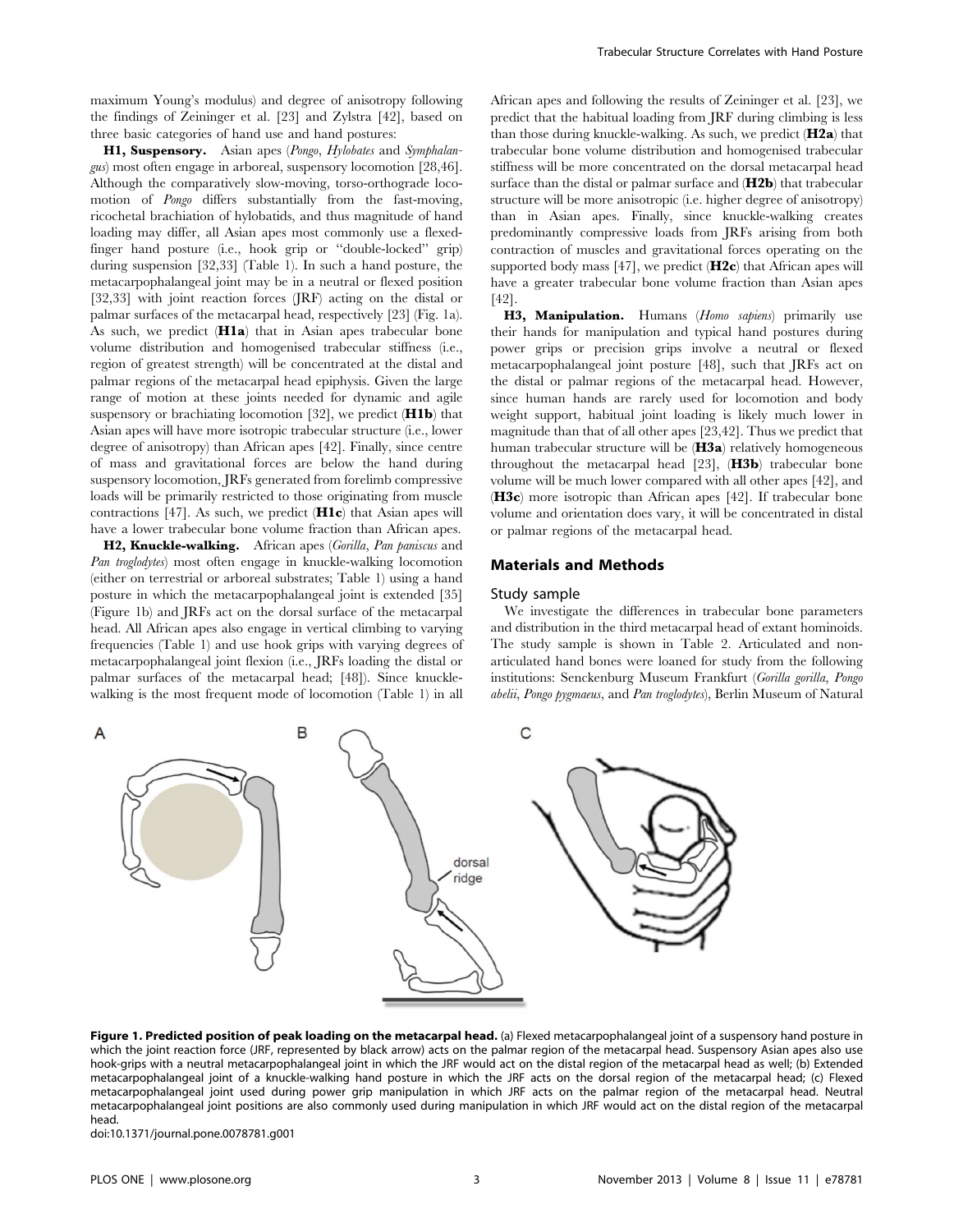maximum Young's modulus) and degree of anisotropy following the findings of Zeininger et al. [23] and Zylstra [42], based on three basic categories of hand use and hand postures:

**H1, Suspensory.** Asian apes (*Pongo*, *Hylobates* and *Symphalangus*) most often engage in arboreal, suspensory locomotion [28,46]. Although the comparatively slow-moving, torso-orthograde locomotion of *Pongo* differs substantially from the fast-moving, ricochetal brachiation of hylobatids, and thus magnitude of hand loading may differ, all Asian apes most commonly use a flexed-finger hand posture (i.e., hook grip or "double-locked" grip) during suspension [32,33] (Table 1). In such a hand posture, the metacarpophalangeal joint may be in a neutral or flexed position [32,33] with joint reaction forces (JRF) acting on the distal or palmar surfaces of the metacarpal head, respectively [23] (Fig. 1a). As such, we predict (**H1a**) that in Asian apes trabecular bone volume distribution and homogenised trabecular stiffness (i.e., region of greatest strength) will be concentrated at the distal and palmar regions of the metacarpal head epiphysis. Given the large range of motion at these joints needed for dynamic and agile suspensory or brachiating locomotion [32], we predict (**H1b**) that Asian apes will have more isotropic trabecular structure (i.e., lower degree of anisotropy) than African apes [42]. Finally, since centre of mass and gravitational forces are below the hand during suspensory locomotion, JRFs generated from forelimb compressive loads will be primarily restricted to those originating from muscle contractions [47]. As such, we predict (**H1c**) that Asian apes will have a lower trabecular bone volume fraction than African apes.

**H2, Knuckle-walking.** African apes (*Gorilla*, *Pan paniscus* and *Pan troglodytes*) most often engage in knuckle-walking locomotion (either on terrestrial or arboreal substrates; Table 1) using a hand posture in which the metacarpophalangeal joint is extended [35] (Figure 1b) and JRFs act on the dorsal surface of the metacarpal head. All African apes also engage in vertical climbing to varying frequencies (Table 1) and use hook grips with varying degrees of metacarpophalangeal joint flexion (i.e., JRFs loading the distal or palmar surfaces of the metacarpal head; [48]). Since knuckle-walking is the most frequent mode of locomotion (Table 1) in all African apes and following the results of Zeininger et al. [23], we predict that the habitual loading from JRF during climbing is less than those during knuckle-walking. As such, we predict (**H2a**) that trabecular bone volume distribution and homogenised trabecular stiffness will be more concentrated on the dorsal metacarpal head surface than the distal or palmar surface and (**H2b**) that trabecular structure will be more anisotropic (i.e. higher degree of anisotropy) than in Asian apes. Finally, since knuckle-walking creates predominantly compressive loads from JRFs arising from both contraction of muscles and gravitational forces operating on the supported body mass [47], we predict (**H2c**) that African apes will have a greater trabecular bone volume fraction than Asian apes [42].

**H3, Manipulation.** Humans (*Homo sapiens*) primarily use their hands for manipulation and typical hand postures during power grips or precision grips involve a neutral or flexed metacarpophalangeal joint posture [48], such that JRFs act on the distal or palmar regions of the metacarpal head. However, since human hands are rarely used for locomotion and body weight support, habitual joint loading is likely much lower in magnitude than that of all other apes [23,42]. Thus we predict that human trabecular structure will be (**H3a**) relatively homogeneous throughout the metacarpal head [23], (**H3b**) trabecular bone volume will be much lower compared with all other apes [42], and (**H3c**) more isotropic than African apes [42]. If trabecular bone volume and orientation does vary, it will be concentrated in distal or palmar regions of the metacarpal head.

## Materials and Methods

### Study sample

We investigate the differences in trabecular bone parameters and distribution in the third metacarpal head of extant hominoids. The study sample is shown in Table 2. Articulated and non-articulated hand bones were loaned for study from the following institutions: Senckenburg Museum Frankfurt (*Gorilla gorilla*, *Pongo abelii*, *Pongo pygmaeus*, and *Pan troglodytes*), Berlin Museum of Natural

**Figure 1. Predicted position of peak loading on the metacarpal head.** (a) Flexed metacarpophalangeal joint of a suspensory hand posture in which the joint reaction force (JRF, represented by black arrow) acts on the palmar region of the metacarpal head. Suspensory Asian apes also use hook-grips with a neutral metacarpophalangeal joint in which the JRF would act on the distal region of the metacarpal head as well; (b) Extended metacarpophalangeal joint of a knuckle-walking hand posture in which the JRF acts on the dorsal region of the metacarpal head; (c) Flexed metacarpophalangeal joint used during power grip manipulation in which JRF acts on the palmar region of the metacarpal head. Neutral metacarpophalangeal joint positions are also commonly used during manipulation in which JRF would act on the distal region of the metacarpal head.

doi:10.1371/journal.pone.0078781.g001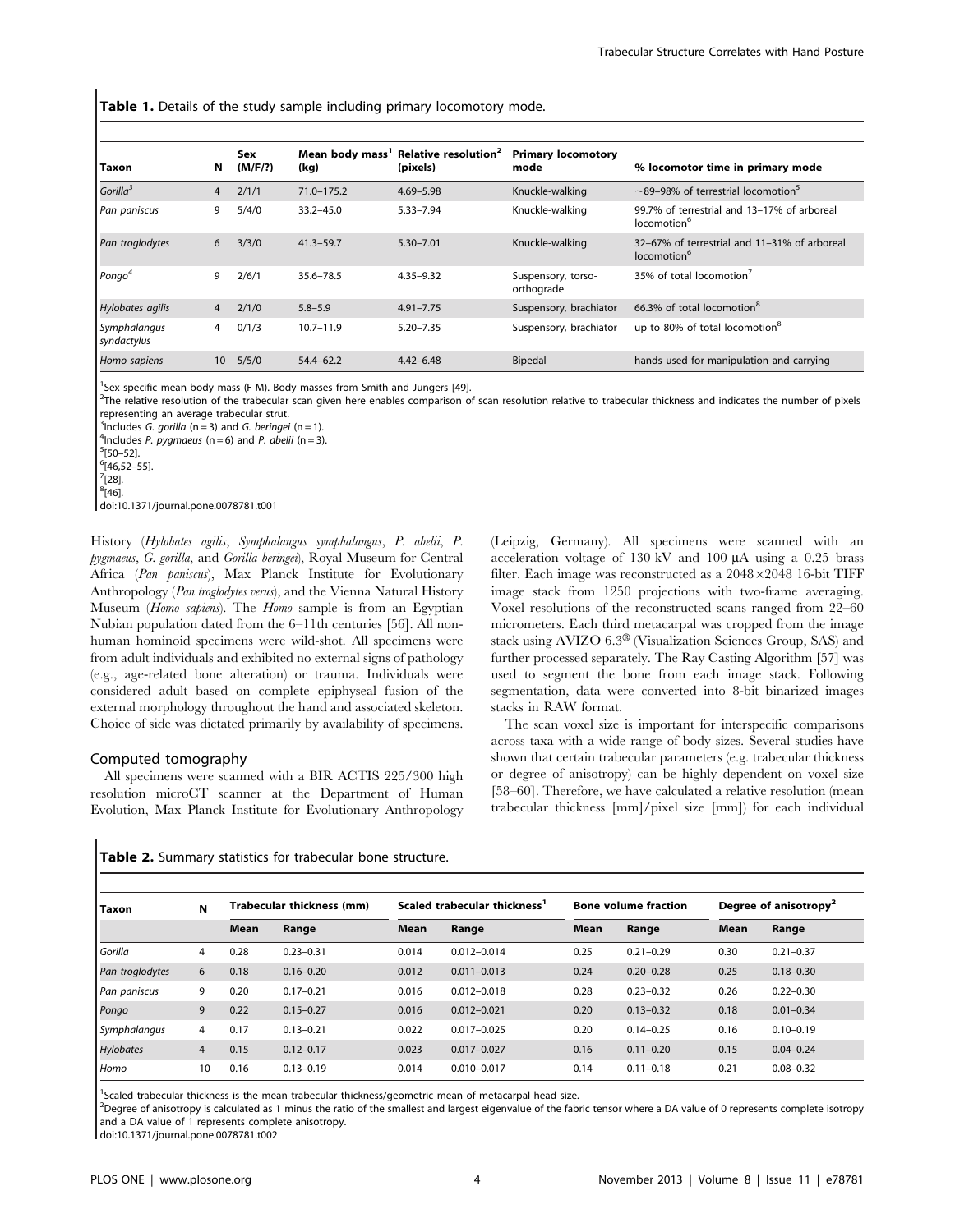**Table 1.** Details of the study sample including primary locomotory mode.

| Taxon | N | Sex (M/F/?) | Mean body mass[1] (kg) | Relative resolution[2] (pixels) | Primary locomotory mode | % locomotor time in primary mode |
|---|---|---|---|---|---|---|
| *Gorilla*[3] | 4 | 2/1/1 | 71.0–175.2 | 4.69–5.98 | Knuckle-walking | ~89–98% of terrestrial locomotion[5] |
| *Pan paniscus* | 9 | 5/4/0 | 33.2–45.0 | 5.33–7.94 | Knuckle-walking | 99.7% of terrestrial and 13–17% of arboreal locomotion[6] |
| *Pan troglodytes* | 6 | 3/3/0 | 41.3–59.7 | 5.30–7.01 | Knuckle-walking | 32–67% of terrestrial and 11–31% of arboreal locomotion[6] |
| *Pongo*[4] | 9 | 2/6/1 | 35.6–78.5 | 4.35–9.32 | Suspensory, torso-orthograde | 35% of total locomotion[7] |
| *Hylobates agilis* | 4 | 2/1/0 | 5.8–5.9 | 4.91–7.75 | Suspensory, brachiator | 66.3% of total locomotion[8] |
| *Symphalangus syndactylus* | 4 | 0/1/3 | 10.7–11.9 | 5.20–7.35 | Suspensory, brachiator | up to 80% of total locomotion[8] |
| *Homo sapiens* | 10 | 5/5/0 | 54.4–62.2 | 4.42–6.48 | Bipedal | hands used for manipulation and carrying |

[1]Sex specific mean body mass (F-M). Body masses from Smith and Jungers [49].
[2]The relative resolution of the trabecular scan given here enables comparison of scan resolution relative to trabecular thickness and indicates the number of pixels representing an average trabecular strut.
[3]Includes *G. gorilla* (n = 3) and *G. beringei* (n = 1).
[4]Includes *P. pygmaeus* (n = 6) and *P. abelii* (n = 3).
[5][50–52].
[6][46,52–55].
[7][28].
[8][46].
doi:10.1371/journal.pone.0078781.t001

History (*Hylobates agilis*, *Symphalangus symphalangus*, *P. abelii*, *P. pygmaeus*, *G. gorilla*, and *Gorilla beringei*), Royal Museum for Central Africa (*Pan paniscus*), Max Planck Institute for Evolutionary Anthropology (*Pan troglodytes verus*), and the Vienna Natural History Museum (*Homo sapiens*). The *Homo* sample is from an Egyptian Nubian population dated from the 6–11th centuries [56]. All non-human hominoid specimens were wild-shot. All specimens were from adult individuals and exhibited no external signs of pathology (e.g., age-related bone alteration) or trauma. Individuals were considered adult based on complete epiphyseal fusion of the external morphology throughout the hand and associated skeleton. Choice of side was dictated primarily by availability of specimens.

### Computed tomography

All specimens were scanned with a BIR ACTIS 225/300 high resolution microCT scanner at the Department of Human Evolution, Max Planck Institute for Evolutionary Anthropology (Leipzig, Germany). All specimens were scanned with an acceleration voltage of 130 kV and 100 μA using a 0.25 brass filter. Each image was reconstructed as a 2048×2048 16-bit TIFF image stack from 1250 projections with two-frame averaging. Voxel resolutions of the reconstructed scans ranged from 22–60 micrometers. Each third metacarpal was cropped from the image stack using AVIZO 6.3® (Visualization Sciences Group, SAS) and further processed separately. The Ray Casting Algorithm [57] was used to segment the bone from each image stack. Following segmentation, data were converted into 8-bit binarized images stacks in RAW format.

The scan voxel size is important for interspecific comparisons across taxa with a wide range of body sizes. Several studies have shown that certain trabecular parameters (e.g. trabecular thickness or degree of anisotropy) can be highly dependent on voxel size [58–60]. Therefore, we have calculated a relative resolution (mean trabecular thickness [mm]/pixel size [mm]) for each individual

**Table 2.** Summary statistics for trabecular bone structure.

| Taxon | N | Trabecular thickness (mm) | | Scaled trabecular thickness[1] | | Bone volume fraction | | Degree of anisotropy[2] | |
|---|---|---|---|---|---|---|---|---|---|
| | | Mean | Range | Mean | Range | Mean | Range | Mean | Range |
| *Gorilla* | 4 | 0.28 | 0.23–0.31 | 0.014 | 0.012–0.014 | 0.25 | 0.21–0.29 | 0.30 | 0.21–0.37 |
| *Pan troglodytes* | 6 | 0.18 | 0.16–0.20 | 0.012 | 0.011–0.013 | 0.24 | 0.20–0.28 | 0.25 | 0.18–0.30 |
| *Pan paniscus* | 9 | 0.20 | 0.17–0.21 | 0.016 | 0.012–0.018 | 0.28 | 0.23–0.32 | 0.26 | 0.22–0.30 |
| *Pongo* | 9 | 0.22 | 0.15–0.27 | 0.016 | 0.012–0.021 | 0.20 | 0.13–0.32 | 0.18 | 0.01–0.34 |
| *Symphalangus* | 4 | 0.17 | 0.13–0.21 | 0.022 | 0.017–0.025 | 0.20 | 0.14–0.25 | 0.16 | 0.10–0.19 |
| *Hylobates* | 4 | 0.15 | 0.12–0.17 | 0.023 | 0.017–0.027 | 0.16 | 0.11–0.20 | 0.15 | 0.04–0.24 |
| *Homo* | 10 | 0.16 | 0.13–0.19 | 0.014 | 0.010–0.017 | 0.14 | 0.11–0.18 | 0.21 | 0.08–0.32 |

[1]Scaled trabecular thickness is the mean trabecular thickness/geometric mean of metacarpal head size.
[2]Degree of anisotropy is calculated as 1 minus the ratio of the smallest and largest eigenvalue of the fabric tensor where a DA value of 0 represents complete isotropy and a DA value of 1 represents complete anisotropy.
doi:10.1371/journal.pone.0078781.t002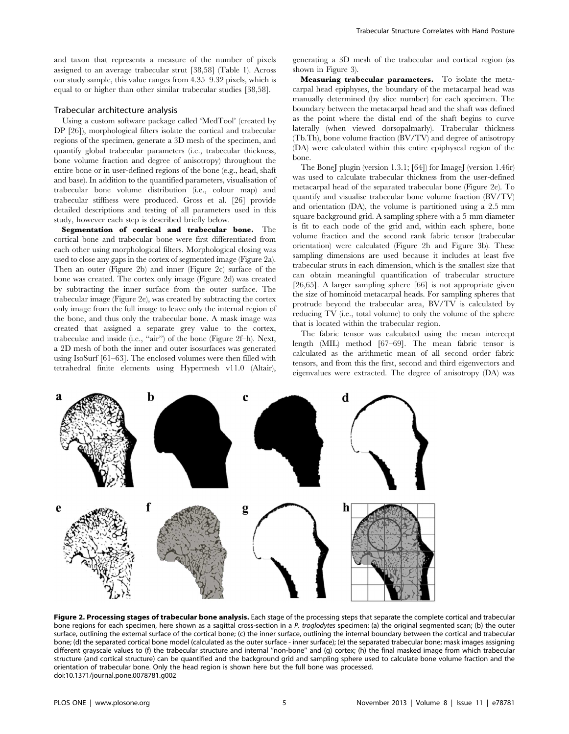and taxon that represents a measure of the number of pixels assigned to an average trabecular strut [38,58] (Table 1). Across our study sample, this value ranges from 4.35–9.32 pixels, which is equal to or higher than other similar trabecular studies [38,58].

## Trabecular architecture analysis

Using a custom software package called 'MedTool' (created by DP [26]), morphological filters isolate the cortical and trabecular regions of the specimen, generate a 3D mesh of the specimen, and quantify global trabecular parameters (i.e., trabecular thickness, bone volume fraction and degree of anisotropy) throughout the entire bone or in user-defined regions of the bone (e.g., head, shaft and base). In addition to the quantified parameters, visualisation of trabecular bone volume distribution (i.e., colour map) and trabecular stiffness were produced. Gross et al. [26] provide detailed descriptions and testing of all parameters used in this study, however each step is described briefly below.

**Segmentation of cortical and trabecular bone.** The cortical bone and trabecular bone were first differentiated from each other using morphological filters. Morphological closing was used to close any gaps in the cortex of segmented image (Figure 2a). Then an outer (Figure 2b) and inner (Figure 2c) surface of the bone was created. The cortex only image (Figure 2d) was created by subtracting the inner surface from the outer surface. The trabecular image (Figure 2e), was created by subtracting the cortex only image from the full image to leave only the internal region of the bone, and thus only the trabecular bone. A mask image was created that assigned a separate grey value to the cortex, trabeculae and inside (i.e., "air") of the bone (Figure 2f–h). Next, a 2D mesh of both the inner and outer isosurfaces was generated using IsoSurf [61–63]. The enclosed volumes were then filled with tetrahedral finite elements using Hypermesh v11.0 (Altair), generating a 3D mesh of the trabecular and cortical region (as shown in Figure 3).

**Measuring trabecular parameters.** To isolate the metacarpal head epiphyses, the boundary of the metacarpal head was manually determined (by slice number) for each specimen. The boundary between the metacarpal head and the shaft was defined as the point where the distal end of the shaft begins to curve laterally (when viewed dorsopalmarly). Trabecular thickness (Tb.Th), bone volume fraction (BV/TV) and degree of anisotropy (DA) were calculated within this entire epiphyseal region of the bone.

The BoneJ plugin (version 1.3.1; [64]) for ImageJ (version 1.46r) was used to calculate trabecular thickness from the user-defined metacarpal head of the separated trabecular bone (Figure 2e). To quantify and visualise trabecular bone volume fraction (BV/TV) and orientation (DA), the volume is partitioned using a 2.5 mm square background grid. A sampling sphere with a 5 mm diameter is fit to each node of the grid and, within each sphere, bone volume fraction and the second rank fabric tensor (trabecular orientation) were calculated (Figure 2h and Figure 3b). These sampling dimensions are used because it includes at least five trabecular struts in each dimension, which is the smallest size that can obtain meaningful quantification of trabecular structure [26,65]. A larger sampling sphere [66] is not appropriate given the size of hominoid metacarpal heads. For sampling spheres that protrude beyond the trabecular area, BV/TV is calculated by reducing TV (i.e., total volume) to only the volume of the sphere that is located within the trabecular region.

The fabric tensor was calculated using the mean intercept length (MIL) method [67–69]. The mean fabric tensor is calculated as the arithmetic mean of all second order fabric tensors, and from this the first, second and third eigenvectors and eigenvalues were extracted. The degree of anisotropy (DA) was

**Figure 2. Processing stages of trabecular bone analysis.** Each stage of the processing steps that separate the complete cortical and trabecular bone regions for each specimen, here shown as a sagittal cross-section in a *P. troglodytes* specimen: (a) the original segmented scan; (b) the outer surface, outlining the external surface of the cortical bone; (c) the inner surface, outlining the internal boundary between the cortical and trabecular bone; (d) the separated cortical bone model (calculated as the outer surface - inner surface); (e) the separated trabecular bone; mask images assigning different grayscale values to (f) the trabecular structure and internal "non-bone" and (g) cortex; (h) the final masked image from which trabecular structure (and cortical structure) can be quantified and the background grid and sampling sphere used to calculate bone volume fraction and the orientation of trabecular bone. Only the head region is shown here but the full bone was processed.
doi:10.1371/journal.pone.0078781.g002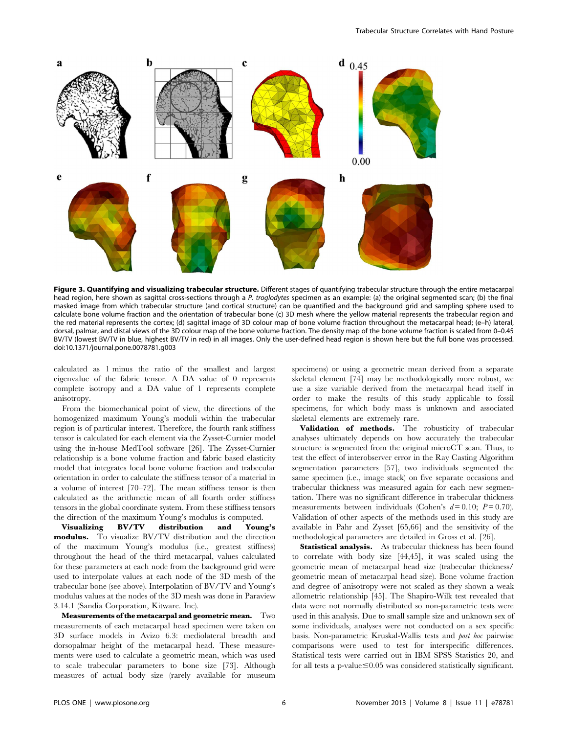**Figure 3. Quantifying and visualizing trabecular structure.** Different stages of quantifying trabecular structure through the entire metacarpal head region, here shown as sagittal cross-sections through a *P. troglodytes* specimen as an example: (a) the original segmented scan; (b) the final masked image from which trabecular structure (and cortical structure) can be quantified and the background grid and sampling sphere used to calculate bone volume fraction and the orientation of trabecular bone (c) 3D mesh where the yellow material represents the trabecular region and the red material represents the cortex; (d) sagittal image of 3D colour map of bone volume fraction throughout the metacarpal head; (e–h) lateral, dorsal, palmar, and distal views of the 3D colour map of the bone volume fraction. The density map of the bone volume fraction is scaled from 0–0.45 BV/TV (lowest BV/TV in blue, highest BV/TV in red) in all images. Only the user-defined head region is shown here but the full bone was processed.
doi:10.1371/journal.pone.0078781.g003

calculated as 1 minus the ratio of the smallest and largest eigenvalue of the fabric tensor. A DA value of 0 represents complete isotropy and a DA value of 1 represents complete anisotropy.

From the biomechanical point of view, the directions of the homogenized maximum Young's moduli within the trabecular region is of particular interest. Therefore, the fourth rank stiffness tensor is calculated for each element via the Zysset-Curnier model using the in-house MedTool software [26]. The Zysset-Curnier relationship is a bone volume fraction and fabric based elasticity model that integrates local bone volume fraction and trabecular orientation in order to calculate the stiffness tensor of a material in a volume of interest [70–72]. The mean stiffness tensor is then calculated as the arithmetic mean of all fourth order stiffness tensors in the global coordinate system. From these stiffness tensors the direction of the maximum Young's modulus is computed.

**Visualizing BV/TV distribution and Young's modulus.** To visualize BV/TV distribution and the direction of the maximum Young's modulus (i.e., greatest stiffness) throughout the head of the third metacarpal, values calculated for these parameters at each node from the background grid were used to interpolate values at each node of the 3D mesh of the trabecular bone (see above). Interpolation of BV/TV and Young's modulus values at the nodes of the 3D mesh was done in Paraview 3.14.1 (Sandia Corporation, Kitware. Inc).

**Measurements of the metacarpal and geometric mean.** Two measurements of each metacarpal head specimen were taken on 3D surface models in Avizo 6.3: mediolateral breadth and dorsopalmar height of the metacarpal head. These measurements were used to calculate a geometric mean, which was used to scale trabecular parameters to bone size [73]. Although measures of actual body size (rarely available for museum specimens) or using a geometric mean derived from a separate skeletal element [74] may be methodologically more robust, we use a size variable derived from the metacarpal head itself in order to make the results of this study applicable to fossil specimens, for which body mass is unknown and associated skeletal elements are extremely rare.

**Validation of methods.** The robusticity of trabecular analyses ultimately depends on how accurately the trabecular structure is segmented from the original microCT scan. Thus, to test the effect of interobserver error in the Ray Casting Algorithm segmentation parameters [57], two individuals segmented the same specimen (i.e., image stack) on five separate occasions and trabecular thickness was measured again for each new segmentation. There was no significant difference in trabecular thickness measurements between individuals (Cohen's $d = 0.10$; $P = 0.70$). Validation of other aspects of the methods used in this study are available in Pahr and Zysset [65,66] and the sensitivity of the methodological parameters are detailed in Gross et al. [26].

**Statistical analysis.** As trabecular thickness has been found to correlate with body size [44,45], it was scaled using the geometric mean of metacarpal head size (trabecular thickness/geometric mean of metacarpal head size). Bone volume fraction and degree of anisotropy were not scaled as they shown a weak allometric relationship [45]. The Shapiro-Wilk test revealed that data were not normally distributed so non-parametric tests were used in this analysis. Due to small sample size and unknown sex of some individuals, analyses were not conducted on a sex specific basis. Non-parametric Kruskal-Wallis tests and *post hoc* pairwise comparisons were used to test for interspecific differences. Statistical tests were carried out in IBM SPSS Statistics 20, and for all tests a p-value$\leq$0.05 was considered statistically significant.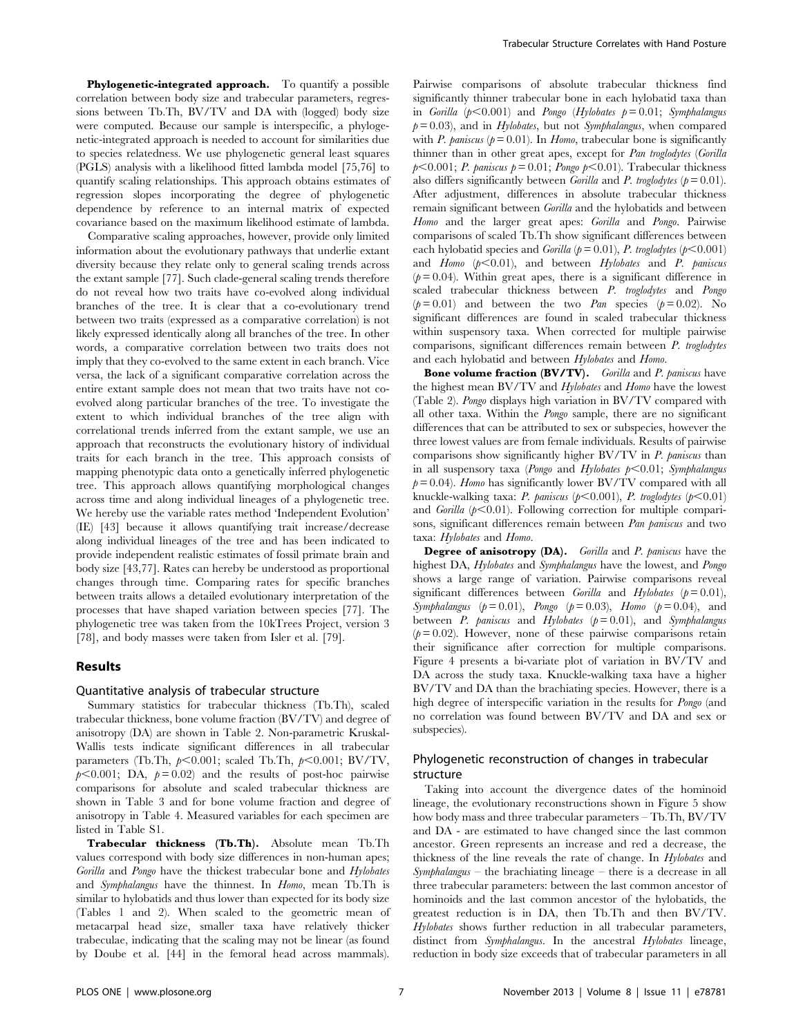**Phylogenetic-integrated approach.** To quantify a possible correlation between body size and trabecular parameters, regressions between Tb.Th, BV/TV and DA with (logged) body size were computed. Because our sample is interspecific, a phylogenetic-integrated approach is needed to account for similarities due to species relatedness. We use phylogenetic general least squares (PGLS) analysis with a likelihood fitted lambda model [75,76] to quantify scaling relationships. This approach obtains estimates of regression slopes incorporating the degree of phylogenetic dependence by reference to an internal matrix of expected covariance based on the maximum likelihood estimate of lambda.

Comparative scaling approaches, however, provide only limited information about the evolutionary pathways that underlie extant diversity because they relate only to general scaling trends across the extant sample [77]. Such clade-general scaling trends therefore do not reveal how two traits have co-evolved along individual branches of the tree. It is clear that a co-evolutionary trend between two traits (expressed as a comparative correlation) is not likely expressed identically along all branches of the tree. In other words, a comparative correlation between two traits does not imply that they co-evolved to the same extent in each branch. Vice versa, the lack of a significant comparative correlation across the entire extant sample does not mean that two traits have not co-evolved along particular branches of the tree. To investigate the extent to which individual branches of the tree align with correlational trends inferred from the extant sample, we use an approach that reconstructs the evolutionary history of individual traits for each branch in the tree. This approach consists of mapping phenotypic data onto a genetically inferred phylogenetic tree. This approach allows quantifying morphological changes across time and along individual lineages of a phylogenetic tree. We hereby use the variable rates method 'Independent Evolution' (IE) [43] because it allows quantifying trait increase/decrease along individual lineages of the tree and has been indicated to provide independent realistic estimates of fossil primate brain and body size [43,77]. Rates can hereby be understood as proportional changes through time. Comparing rates for specific branches between traits allows a detailed evolutionary interpretation of the processes that have shaped variation between species [77]. The phylogenetic tree was taken from the 10kTrees Project, version 3 [78], and body masses were taken from Isler et al. [79].

## Results

### Quantitative analysis of trabecular structure

Summary statistics for trabecular thickness (Tb.Th), scaled trabecular thickness, bone volume fraction (BV/TV) and degree of anisotropy (DA) are shown in Table 2. Non-parametric Kruskal-Wallis tests indicate significant differences in all trabecular parameters (Tb.Th, $p<0.001$; scaled Tb.Th, $p<0.001$; BV/TV, $p<0.001$; DA, $p=0.02$) and the results of post-hoc pairwise comparisons for absolute and scaled trabecular thickness are shown in Table 3 and for bone volume fraction and degree of anisotropy in Table 4. Measured variables for each specimen are listed in Table S1.

**Trabecular thickness (Tb.Th).** Absolute mean Tb.Th values correspond with body size differences in non-human apes; *Gorilla* and *Pongo* have the thickest trabecular bone and *Hylobates* and *Symphalangus* have the thinnest. In *Homo*, mean Tb.Th is similar to hylobatids and thus lower than expected for its body size (Tables 1 and 2). When scaled to the geometric mean of metacarpal head size, smaller taxa have relatively thicker trabeculae, indicating that the scaling may not be linear (as found by Doube et al. [44] in the femoral head across mammals). Pairwise comparisons of absolute trabecular thickness find significantly thinner trabecular bone in each hylobatid taxa than in *Gorilla* ($p<0.001$) and *Pongo* (*Hylobates* $p=0.01$; *Symphalangus* $p=0.03$), and in *Hylobates*, but not *Symphalangus*, when compared with *P. paniscus* ($p=0.01$). In *Homo*, trabecular bone is significantly thinner than in other great apes, except for *Pan troglodytes* (*Gorilla* $p<0.001$; *P. paniscus* $p=0.01$; *Pongo* $p<0.01$). Trabecular thickness also differs significantly between *Gorilla* and *P. troglodytes* ($p=0.01$). After adjustment, differences in absolute trabecular thickness remain significant between *Gorilla* and the hylobatids and between *Homo* and the larger great apes: *Gorilla* and *Pongo*. Pairwise comparisons of scaled Tb.Th show significant differences between each hylobatid species and *Gorilla* ($p=0.01$), *P. troglodytes* ($p<0.001$) and *Homo* ($p<0.01$), and between *Hylobates* and *P. paniscus* ($p=0.04$). Within great apes, there is a significant difference in scaled trabecular thickness between *P. troglodytes* and *Pongo* ($p=0.01$) and between the two *Pan* species ($p=0.02$). No significant differences are found in scaled trabecular thickness within suspensory taxa. When corrected for multiple pairwise comparisons, significant differences remain between *P. troglodytes* and each hylobatid and between *Hylobates* and *Homo*.

**Bone volume fraction (BV/TV).** *Gorilla* and *P. paniscus* have the highest mean BV/TV and *Hylobates* and *Homo* have the lowest (Table 2). *Pongo* displays high variation in BV/TV compared with all other taxa. Within the *Pongo* sample, there are no significant differences that can be attributed to sex or subspecies, however the three lowest values are from female individuals. Results of pairwise comparisons show significantly higher BV/TV in *P. paniscus* than in all suspensory taxa (*Pongo* and *Hylobates* $p<0.01$; *Symphalangus* $p=0.04$). *Homo* has significantly lower BV/TV compared with all knuckle-walking taxa: *P. paniscus* ($p<0.001$), *P. troglodytes* ($p<0.01$) and *Gorilla* ($p<0.01$). Following correction for multiple comparisons, significant differences remain between *Pan paniscus* and two taxa: *Hylobates* and *Homo*.

**Degree of anisotropy (DA).** *Gorilla* and *P. paniscus* have the highest DA, *Hylobates* and *Symphalangus* have the lowest, and *Pongo* shows a large range of variation. Pairwise comparisons reveal significant differences between *Gorilla* and *Hylobates* ($p=0.01$), *Symphalangus* ($p=0.01$), *Pongo* ($p=0.03$), *Homo* ($p=0.04$), and between *P. paniscus* and *Hylobates* ($p=0.01$), and *Symphalangus* ($p=0.02$). However, none of these pairwise comparisons retain their significance after correction for multiple comparisons. Figure 4 presents a bi-variate plot of variation in BV/TV and DA across the study taxa. Knuckle-walking taxa have a higher BV/TV and DA than the brachiating species. However, there is a high degree of interspecific variation in the results for *Pongo* (and no correlation was found between BV/TV and DA and sex or subspecies).

### Phylogenetic reconstruction of changes in trabecular structure

Taking into account the divergence dates of the hominoid lineage, the evolutionary reconstructions shown in Figure 5 show how body mass and three trabecular parameters – Tb.Th, BV/TV and DA - are estimated to have changed since the last common ancestor. Green represents an increase and red a decrease, the thickness of the line reveals the rate of change. In *Hylobates* and *Symphalangus* – the brachiating lineage – there is a decrease in all three trabecular parameters: between the last common ancestor of hominoids and the last common ancestor of the hylobatids, the greatest reduction is in DA, then Tb.Th and then BV/TV. *Hylobates* shows further reduction in all trabecular parameters, distinct from *Symphalangus*. In the ancestral *Hylobates* lineage, reduction in body size exceeds that of trabecular parameters in all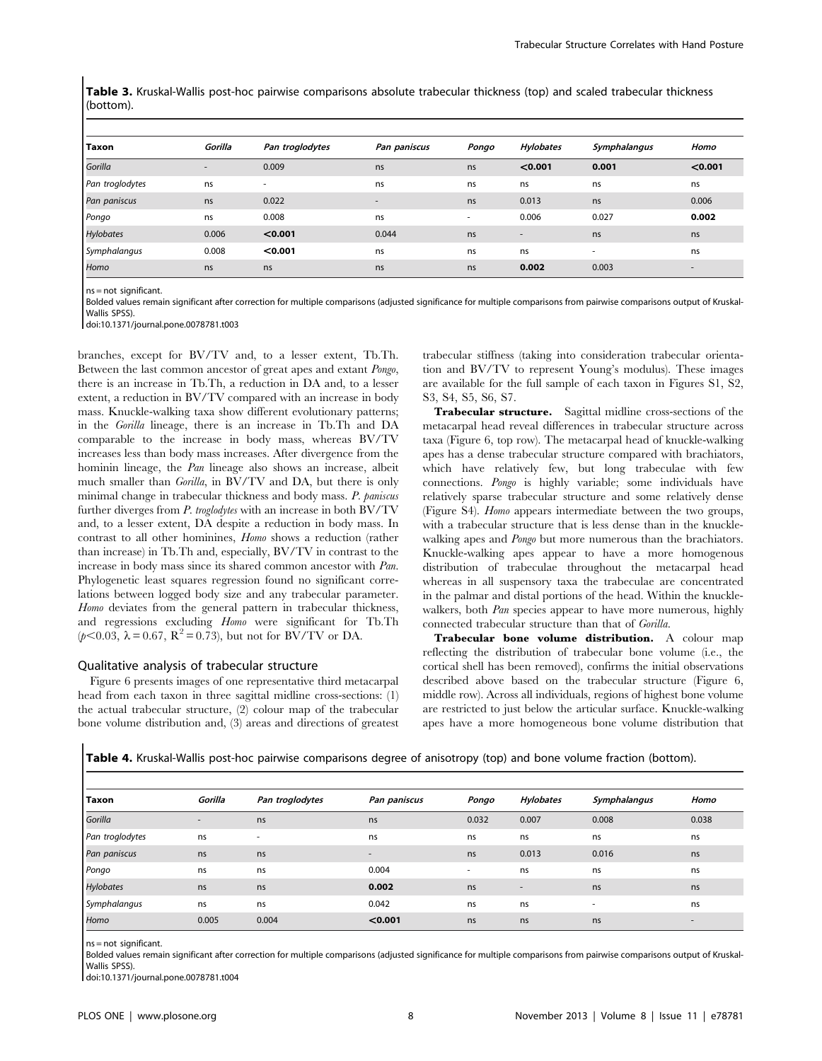**Table 3.** Kruskal-Wallis post-hoc pairwise comparisons absolute trabecular thickness (top) and scaled trabecular thickness (bottom).

| Taxon | *Gorilla* | *Pan troglodytes* | *Pan paniscus* | *Pongo* | *Hylobates* | *Symphalangus* | *Homo* |
|---|---|---|---|---|---|---|---|
| *Gorilla* | - | 0.009 | ns | ns | **<0.001** | **0.001** | **<0.001** |
| *Pan troglodytes* | ns | - | ns | ns | ns | ns | ns |
| *Pan paniscus* | ns | 0.022 | - | ns | 0.013 | ns | 0.006 |
| *Pongo* | ns | 0.008 | ns | - | 0.006 | 0.027 | **0.002** |
| *Hylobates* | 0.006 | **<0.001** | 0.044 | ns | - | ns | ns |
| *Symphalangus* | 0.008 | **<0.001** | ns | ns | ns | - | ns |
| *Homo* | ns | ns | ns | ns | **0.002** | 0.003 | - |

ns = not significant.

Bolded values remain significant after correction for multiple comparisons (adjusted significance for multiple comparisons from pairwise comparisons output of Kruskal-Wallis SPSS).

doi:10.1371/journal.pone.0078781.t003

branches, except for BV/TV and, to a lesser extent, Tb.Th. Between the last common ancestor of great apes and extant *Pongo*, there is an increase in Tb.Th, a reduction in DA and, to a lesser extent, a reduction in BV/TV compared with an increase in body mass. Knuckle-walking taxa show different evolutionary patterns; in the *Gorilla* lineage, there is an increase in Tb.Th and DA comparable to the increase in body mass, whereas BV/TV increases less than body mass increases. After divergence from the hominin lineage, the *Pan* lineage also shows an increase, albeit much smaller than *Gorilla*, in BV/TV and DA, but there is only minimal change in trabecular thickness and body mass. *P. paniscus* further diverges from *P. troglodytes* with an increase in both BV/TV and, to a lesser extent, DA despite a reduction in body mass. In contrast to all other hominines, *Homo* shows a reduction (rather than increase) in Tb.Th and, especially, BV/TV in contrast to the increase in body mass since its shared common ancestor with *Pan*. Phylogenetic least squares regression found no significant correlations between logged body size and any trabecular parameter. *Homo* deviates from the general pattern in trabecular thickness, and regressions excluding *Homo* were significant for Tb.Th ($p<0.03$, $\lambda=0.67$, $R^2=0.73$), but not for BV/TV or DA.

## Qualitative analysis of trabecular structure

Figure 6 presents images of one representative third metacarpal head from each taxon in three sagittal midline cross-sections: (1) the actual trabecular structure, (2) colour map of the trabecular bone volume distribution and, (3) areas and directions of greatest trabecular stiffness (taking into consideration trabecular orientation and BV/TV to represent Young's modulus). These images are available for the full sample of each taxon in Figures S1, S2, S3, S4, S5, S6, S7.

**Trabecular structure.** Sagittal midline cross-sections of the metacarpal head reveal differences in trabecular structure across taxa (Figure 6, top row). The metacarpal head of knuckle-walking apes has a dense trabecular structure compared with brachiators, which have relatively few, but long trabeculae with few connections. *Pongo* is highly variable; some individuals have relatively sparse trabecular structure and some relatively dense (Figure S4). *Homo* appears intermediate between the two groups, with a trabecular structure that is less dense than in the knuckle-walking apes and *Pongo* but more numerous than the brachiators. Knuckle-walking apes appear to have a more homogenous distribution of trabeculae throughout the metacarpal head whereas in all suspensory taxa the trabeculae are concentrated in the palmar and distal portions of the head. Within the knuckle-walkers, both *Pan* species appear to have more numerous, highly connected trabecular structure than that of *Gorilla*.

**Trabecular bone volume distribution.** A colour map reflecting the distribution of trabecular bone volume (i.e., the cortical shell has been removed), confirms the initial observations described above based on the trabecular structure (Figure 6, middle row). Across all individuals, regions of highest bone volume are restricted to just below the articular surface. Knuckle-walking apes have a more homogeneous bone volume distribution that

**Table 4.** Kruskal-Wallis post-hoc pairwise comparisons degree of anisotropy (top) and bone volume fraction (bottom).

| Taxon | *Gorilla* | *Pan troglodytes* | *Pan paniscus* | *Pongo* | *Hylobates* | *Symphalangus* | *Homo* |
|---|---|---|---|---|---|---|---|
| *Gorilla* | - | ns | ns | 0.032 | 0.007 | 0.008 | 0.038 |
| *Pan troglodytes* | ns | - | ns | ns | ns | ns | ns |
| *Pan paniscus* | ns | ns | - | ns | 0.013 | 0.016 | ns |
| *Pongo* | ns | ns | 0.004 | - | ns | ns | ns |
| *Hylobates* | ns | ns | **0.002** | ns | - | ns | ns |
| *Symphalangus* | ns | ns | 0.042 | ns | ns | - | ns |
| *Homo* | 0.005 | 0.004 | **<0.001** | ns | ns | ns | - |

ns = not significant.

Bolded values remain significant after correction for multiple comparisons (adjusted significance for multiple comparisons from pairwise comparisons output of Kruskal-Wallis SPSS).

doi:10.1371/journal.pone.0078781.t004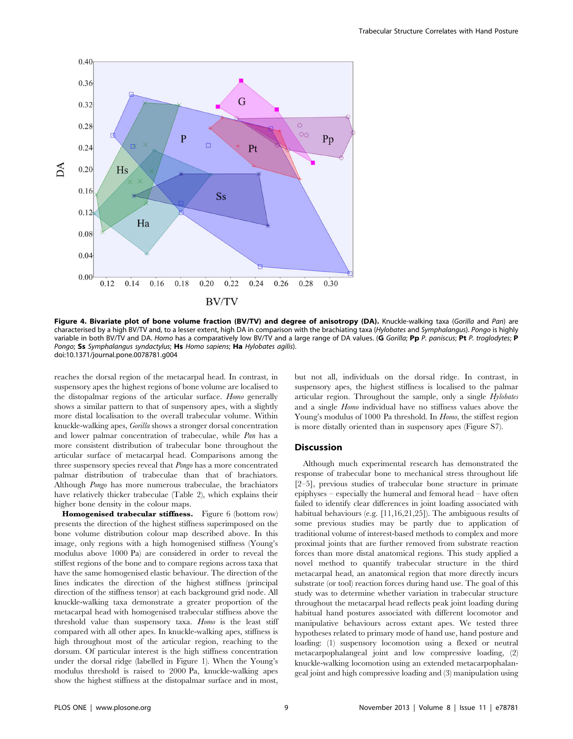0.40
0.36
0.32
0.28
0.24
0.20
0.16
0.12
0.08
0.04
0.00

DA

0.12 0.14 0.16 0.18 0.20 0.22 0.24 0.26 0.28 0.30

BV/TV

G
Pp
Pt
P
Hs
Ss
Ha

**Figure 4. Bivariate plot of bone volume fraction (BV/TV) and degree of anisotropy (DA).** Knuckle-walking taxa (*Gorilla* and *Pan*) are characterised by a high BV/TV and, to a lesser extent, high DA in comparison with the brachiating taxa (*Hylobates* and *Symphalangus*). *Pongo* is highly variable in both BV/TV and DA. *Homo* has a comparatively low BV/TV and a large range of DA values. (**G** *Gorilla*; **Pp** *P. paniscus*; **Pt** *P. troglodytes*; **P** *Pongo*; **Ss** *Symphalangus syndactylus*; **Hs** *Homo sapiens*; **Ha** *Hylobates agilis*).
doi:10.1371/journal.pone.0078781.g004

reaches the dorsal region of the metacarpal head. In contrast, in suspensory apes the highest regions of bone volume are localised to the distopalmar regions of the articular surface. *Homo* generally shows a similar pattern to that of suspensory apes, with a slightly more distal localisation to the overall trabecular volume. Within knuckle-walking apes, *Gorilla* shows a stronger dorsal concentration and lower palmar concentration of trabeculae, while *Pan* has a more consistent distribution of trabecular bone throughout the articular surface of metacarpal head. Comparisons among the three suspensory species reveal that *Pongo* has a more concentrated palmar distribution of trabeculae than that of brachiators. Although *Pongo* has more numerous trabeculae, the brachiators have relatively thicker trabeculae (Table 2), which explains their higher bone density in the colour maps.

**Homogenised trabecular stiffness.** Figure 6 (bottom row) presents the direction of the highest stiffness superimposed on the bone volume distribution colour map described above. In this image, only regions with a high homogenised stiffness (Young's modulus above 1000 Pa) are considered in order to reveal the stiffest regions of the bone and to compare regions across taxa that have the same homogenised elastic behaviour. The direction of the lines indicates the direction of the highest stiffness (principal direction of the stiffness tensor) at each background grid node. All knuckle-walking taxa demonstrate a greater proportion of the metacarpal head with homogenised trabecular stiffness above the threshold value than suspensory taxa. *Homo* is the least stiff compared with all other apes. In knuckle-walking apes, stiffness is high throughout most of the articular region, reaching to the dorsum. Of particular interest is the high stiffness concentration under the dorsal ridge (labelled in Figure 1). When the Young's modulus threshold is raised to 2000 Pa, knuckle-walking apes show the highest stiffness at the distopalmar surface and in most, but not all, individuals on the dorsal ridge. In contrast, in suspensory apes, the highest stiffness is localised to the palmar articular region. Throughout the sample, only a single *Hylobates* and a single *Homo* individual have no stiffness values above the Young's modulus of 1000 Pa threshold. In *Homo*, the stiffest region is more distally oriented than in suspensory apes (Figure S7).

## Discussion

Although much experimental research has demonstrated the response of trabecular bone to mechanical stress throughout life [2–5], previous studies of trabecular bone structure in primate epiphyses – especially the humeral and femoral head – have often failed to identify clear differences in joint loading associated with habitual behaviours (e.g. [11,16,21,25]). The ambiguous results of some previous studies may be partly due to application of traditional volume of interest-based methods to complex and more proximal joints that are further removed from substrate reaction forces than more distal anatomical regions. This study applied a novel method to quantify trabecular structure in the third metacarpal head, an anatomical region that more directly incurs substrate (or tool) reaction forces during hand use. The goal of this study was to determine whether variation in trabecular structure throughout the metacarpal head reflects peak joint loading during habitual hand postures associated with different locomotor and manipulative behaviours across extant apes. We tested three hypotheses related to primary mode of hand use, hand posture and loading: (1) suspensory locomotion using a flexed or neutral metacarpophalangeal joint and low compressive loading, (2) knuckle-walking locomotion using an extended metacarpophalangeal joint and high compressive loading and (3) manipulation using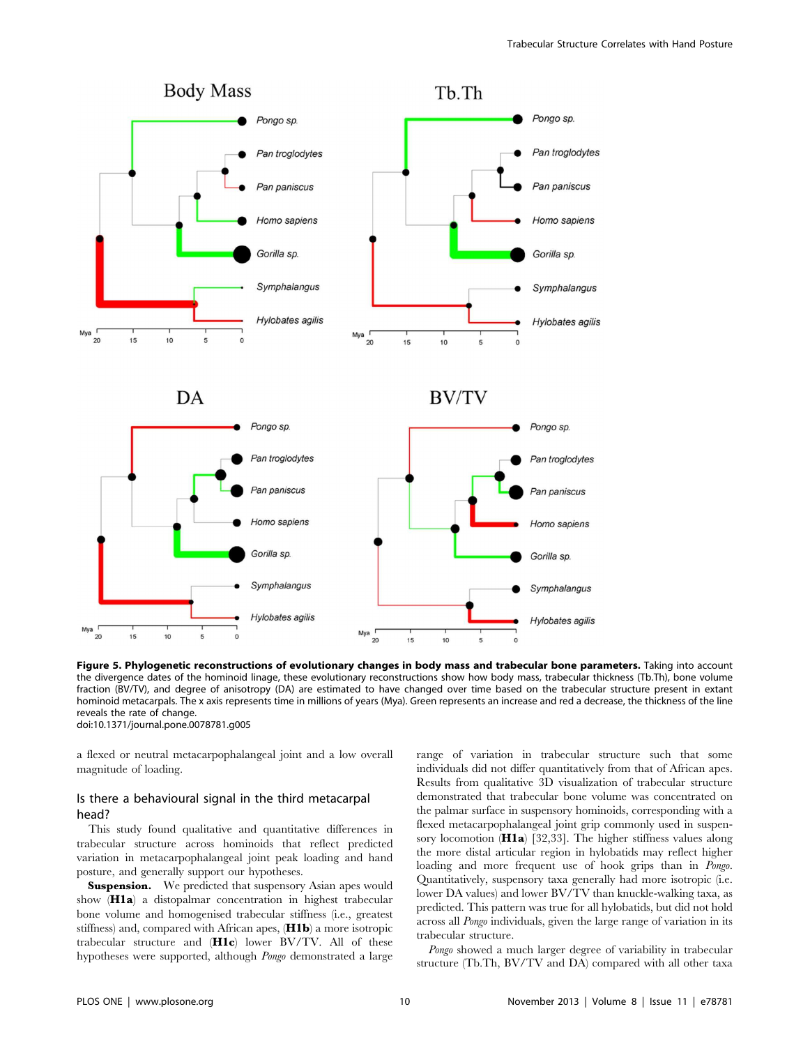**Figure 5. Phylogenetic reconstructions of evolutionary changes in body mass and trabecular bone parameters.** Taking into account the divergence dates of the hominoid linage, these evolutionary reconstructions show how body mass, trabecular thickness (Tb.Th), bone volume fraction (BV/TV), and degree of anisotropy (DA) are estimated to have changed over time based on the trabecular structure present in extant hominoid metacarpals. The x axis represents time in millions of years (Mya). Green represents an increase and red a decrease, the thickness of the line reveals the rate of change.
doi:10.1371/journal.pone.0078781.g005

a flexed or neutral metacarpophalangeal joint and a low overall magnitude of loading.

## Is there a behavioural signal in the third metacarpal head?

This study found qualitative and quantitative differences in trabecular structure across hominoids that reflect predicted variation in metacarpophalangeal joint peak loading and hand posture, and generally support our hypotheses.

**Suspension.** We predicted that suspensory Asian apes would show (**H1a**) a distopalmar concentration in highest trabecular bone volume and homogenised trabecular stiffness (i.e., greatest stiffness) and, compared with African apes, (**H1b**) a more isotropic trabecular structure and (**H1c**) lower BV/TV. All of these hypotheses were supported, although *Pongo* demonstrated a large range of variation in trabecular structure such that some individuals did not differ quantitatively from that of African apes. Results from qualitative 3D visualization of trabecular structure demonstrated that trabecular bone volume was concentrated on the palmar surface in suspensory hominoids, corresponding with a flexed metacarpophalangeal joint grip commonly used in suspensory locomotion (**H1a**) [32,33]. The higher stiffness values along the more distal articular region in hylobatids may reflect higher loading and more frequent use of hook grips than in *Pongo*. Quantitatively, suspensory taxa generally had more isotropic (i.e. lower DA values) and lower BV/TV than knuckle-walking taxa, as predicted. This pattern was true for all hylobatids, but did not hold across all *Pongo* individuals, given the large range of variation in its trabecular structure.

*Pongo* showed a much larger degree of variability in trabecular structure (Tb.Th, BV/TV and DA) compared with all other taxa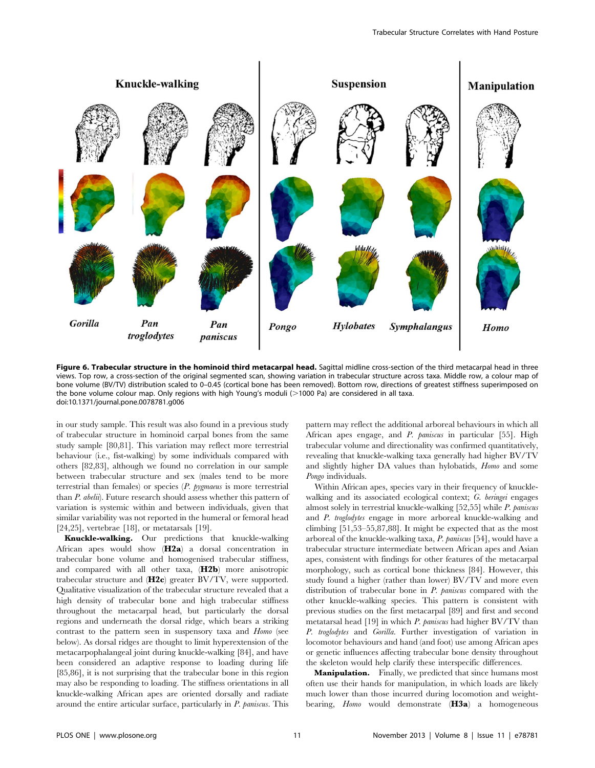**Figure 6. Trabecular structure in the hominoid third metacarpal head.** Sagittal midline cross-section of the third metacarpal head in three views. Top row, a cross-section of the original segmented scan, showing variation in trabecular structure across taxa. Middle row, a colour map of bone volume (BV/TV) distribution scaled to 0–0.45 (cortical bone has been removed). Bottom row, directions of greatest stiffness superimposed on the bone volume colour map. Only regions with high Young's moduli (>1000 Pa) are considered in all taxa.
doi:10.1371/journal.pone.0078781.g006

in our study sample. This result was also found in a previous study of trabecular structure in hominoid carpal bones from the same study sample [80,81]. This variation may reflect more terrestrial behaviour (i.e., fist-walking) by some individuals compared with others [82,83], although we found no correlation in our sample between trabecular structure and sex (males tend to be more terrestrial than females) or species (*P. pygmaeus* is more terrestrial than *P. abelii*). Future research should assess whether this pattern of variation is systemic within and between individuals, given that similar variability was not reported in the humeral or femoral head [24,25], vertebrae [18], or metatarsals [19].

**Knuckle-walking.** Our predictions that knuckle-walking African apes would show (**H2a**) a dorsal concentration in trabecular bone volume and homogenised trabecular stiffness, and compared with all other taxa, (**H2b**) more anisotropic trabecular structure and (**H2c**) greater BV/TV, were supported. Qualitative visualization of the trabecular structure revealed that a high density of trabecular bone and high trabecular stiffness throughout the metacarpal head, but particularly the dorsal regions and underneath the dorsal ridge, which bears a striking contrast to the pattern seen in suspensory taxa and *Homo* (see below). As dorsal ridges are thought to limit hyperextension of the metacarpophalangeal joint during knuckle-walking [84], and have been considered an adaptive response to loading during life [85,86], it is not surprising that the trabecular bone in this region may also be responding to loading. The stiffness orientations in all knuckle-walking African apes are oriented dorsally and radiate around the entire articular surface, particularly in *P. paniscus*. This pattern may reflect the additional arboreal behaviours in which all African apes engage, and *P. paniscus* in particular [55]. High trabecular volume and directionality was confirmed quantitatively, revealing that knuckle-walking taxa generally had higher BV/TV and slightly higher DA values than hylobatids, *Homo* and some *Pongo* individuals.

Within African apes, species vary in their frequency of knuckle-walking and its associated ecological context; *G. beringei* engages almost solely in terrestrial knuckle-walking [52,55] while *P. paniscus* and *P. troglodytes* engage in more arboreal knuckle-walking and climbing [51,53–55,87,88]. It might be expected that as the most arboreal of the knuckle-walking taxa, *P. paniscus* [54], would have a trabecular structure intermediate between African apes and Asian apes, consistent with findings for other features of the metacarpal morphology, such as cortical bone thickness [84]. However, this study found a higher (rather than lower) BV/TV and more even distribution of trabecular bone in *P. paniscus* compared with the other knuckle-walking species. This pattern is consistent with previous studies on the first metacarpal [89] and first and second metatarsal head [19] in which *P. paniscus* had higher BV/TV than *P. troglodytes* and *Gorilla*. Further investigation of variation in locomotor behaviours and hand (and foot) use among African apes or genetic influences affecting trabecular bone density throughout the skeleton would help clarify these interspecific differences.

**Manipulation.** Finally, we predicted that since humans most often use their hands for manipulation, in which loads are likely much lower than those incurred during locomotion and weight-bearing, *Homo* would demonstrate (**H3a**) a homogeneous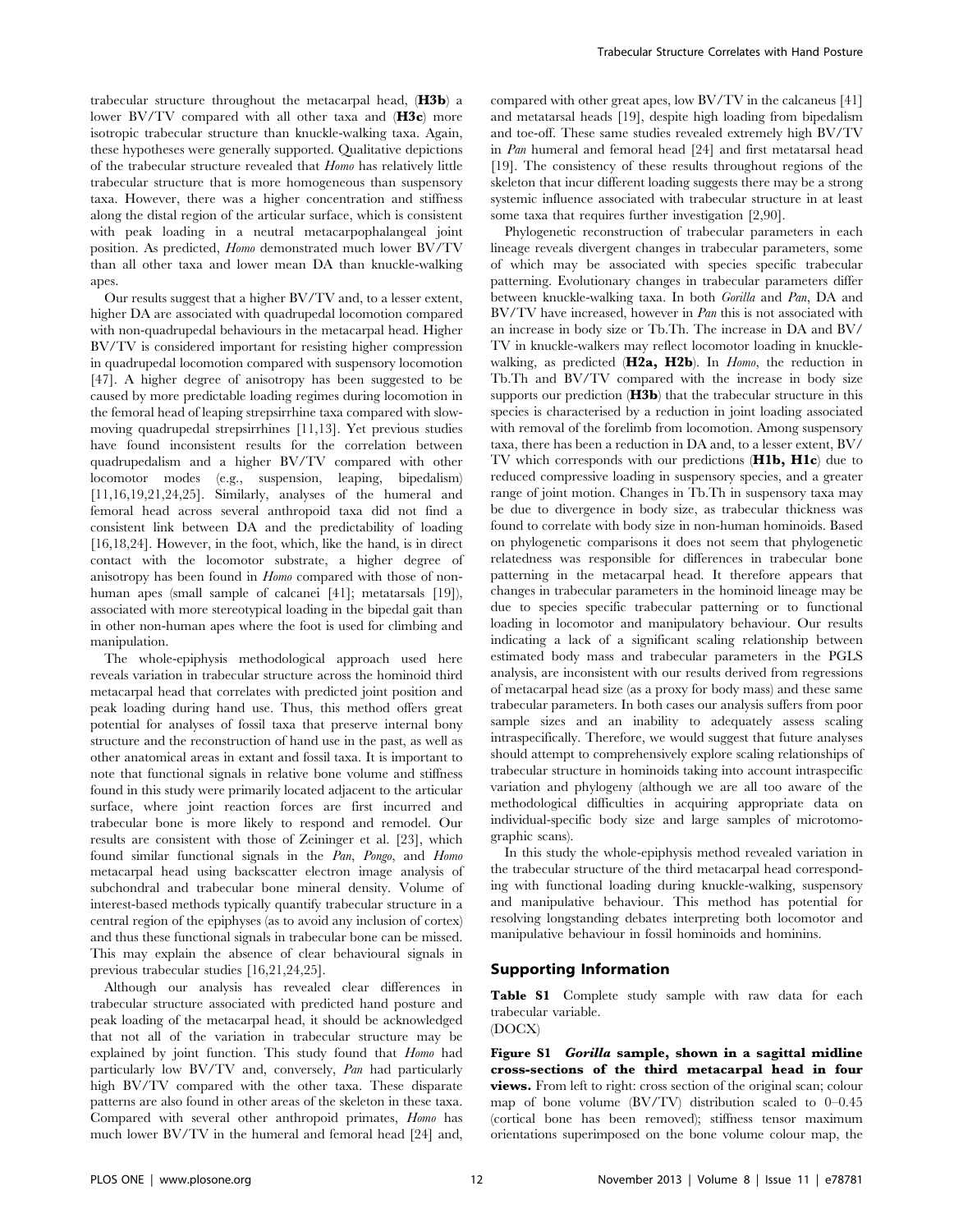trabecular structure throughout the metacarpal head, (**H3b**) a lower BV/TV compared with all other taxa and (**H3c**) more isotropic trabecular structure than knuckle-walking taxa. Again, these hypotheses were generally supported. Qualitative depictions of the trabecular structure revealed that *Homo* has relatively little trabecular structure that is more homogeneous than suspensory taxa. However, there was a higher concentration and stiffness along the distal region of the articular surface, which is consistent with peak loading in a neutral metacarpophalangeal joint position. As predicted, *Homo* demonstrated much lower BV/TV than all other taxa and lower mean DA than knuckle-walking apes.

Our results suggest that a higher BV/TV and, to a lesser extent, higher DA are associated with quadrupedal locomotion compared with non-quadrupedal behaviours in the metacarpal head. Higher BV/TV is considered important for resisting higher compression in quadrupedal locomotion compared with suspensory locomotion [47]. A higher degree of anisotropy has been suggested to be caused by more predictable loading regimes during locomotion in the femoral head of leaping strepsirrhine taxa compared with slow-moving quadrupedal strepsirrhines [11,13]. Yet previous studies have found inconsistent results for the correlation between quadrupedalism and a higher BV/TV compared with other locomotor modes (e.g., suspension, leaping, bipedalism) [11,16,19,21,24,25]. Similarly, analyses of the humeral and femoral head across several anthropoid taxa did not find a consistent link between DA and the predictability of loading [16,18,24]. However, in the foot, which, like the hand, is in direct contact with the locomotor substrate, a higher degree of anisotropy has been found in *Homo* compared with those of non-human apes (small sample of calcanei [41]; metatarsals [19]), associated with more stereotypical loading in the bipedal gait than in other non-human apes where the foot is used for climbing and manipulation.

The whole-epiphysis methodological approach used here reveals variation in trabecular structure across the hominoid third metacarpal head that correlates with predicted joint position and peak loading during hand use. Thus, this method offers great potential for analyses of fossil taxa that preserve internal bony structure and the reconstruction of hand use in the past, as well as other anatomical areas in extant and fossil taxa. It is important to note that functional signals in relative bone volume and stiffness found in this study were primarily located adjacent to the articular surface, where joint reaction forces are first incurred and trabecular bone is more likely to respond and remodel. Our results are consistent with those of Zeininger et al. [23], which found similar functional signals in the *Pan*, *Pongo*, and *Homo* metacarpal head using backscatter electron image analysis of subchondral and trabecular bone mineral density. Volume of interest-based methods typically quantify trabecular structure in a central region of the epiphyses (as to avoid any inclusion of cortex) and thus these functional signals in trabecular bone can be missed. This may explain the absence of clear behavioural signals in previous trabecular studies [16,21,24,25].

Although our analysis has revealed clear differences in trabecular structure associated with predicted hand posture and peak loading of the metacarpal head, it should be acknowledged that not all of the variation in trabecular structure may be explained by joint function. This study found that *Homo* had particularly low BV/TV and, conversely, *Pan* had particularly high BV/TV compared with the other taxa. These disparate patterns are also found in other areas of the skeleton in these taxa. Compared with several other anthropoid primates, *Homo* has much lower BV/TV in the humeral and femoral head [24] and, compared with other great apes, low BV/TV in the calcaneus [41] and metatarsal heads [19], despite high loading from bipedalism and toe-off. These same studies revealed extremely high BV/TV in *Pan* humeral and femoral head [24] and first metatarsal head [19]. The consistency of these results throughout regions of the skeleton that incur different loading suggests there may be a strong systemic influence associated with trabecular structure in at least some taxa that requires further investigation [2,90].

Phylogenetic reconstruction of trabecular parameters in each lineage reveals divergent changes in trabecular parameters, some of which may be associated with species specific trabecular patterning. Evolutionary changes in trabecular parameters differ between knuckle-walking taxa. In both *Gorilla* and *Pan*, DA and BV/TV have increased, however in *Pan* this is not associated with an increase in body size or Tb.Th. The increase in DA and BV/TV in knuckle-walkers may reflect locomotor loading in knuckle-walking, as predicted (**H2a, H2b**). In *Homo*, the reduction in Tb.Th and BV/TV compared with the increase in body size supports our prediction (**H3b**) that the trabecular structure in this species is characterised by a reduction in joint loading associated with removal of the forelimb from locomotion. Among suspensory taxa, there has been a reduction in DA and, to a lesser extent, BV/TV which corresponds with our predictions (**H1b, H1c**) due to reduced compressive loading in suspensory species, and a greater range of joint motion. Changes in Tb.Th in suspensory taxa may be due to divergence in body size, as trabecular thickness was found to correlate with body size in non-human hominoids. Based on phylogenetic comparisons it does not seem that phylogenetic relatedness was responsible for differences in trabecular bone patterning in the metacarpal head. It therefore appears that changes in trabecular parameters in the hominoid lineage may be due to species specific trabecular patterning or to functional loading in locomotor and manipulatory behaviour. Our results indicating a lack of a significant scaling relationship between estimated body mass and trabecular parameters in the PGLS analysis, are inconsistent with our results derived from regressions of metacarpal head size (as a proxy for body mass) and these same trabecular parameters. In both cases our analysis suffers from poor sample sizes and an inability to adequately assess scaling intraspecifically. Therefore, we would suggest that future analyses should attempt to comprehensively explore scaling relationships of trabecular structure in hominoids taking into account intraspecific variation and phylogeny (although we are all too aware of the methodological difficulties in acquiring appropriate data on individual-specific body size and large samples of microtomographic scans).

In this study the whole-epiphysis method revealed variation in the trabecular structure of the third metacarpal head corresponding with functional loading during knuckle-walking, suspensory and manipulative behaviour. This method has potential for resolving longstanding debates interpreting both locomotor and manipulative behaviour in fossil hominoids and hominins.

## Supporting Information

**Table S1** Complete study sample with raw data for each trabecular variable.
(DOCX)

**Figure S1** ***Gorilla* sample, shown in a sagittal midline cross-sections of the third metacarpal head in four views.** From left to right: cross section of the original scan; colour map of bone volume (BV/TV) distribution scaled to 0–0.45 (cortical bone has been removed); stiffness tensor maximum orientations superimposed on the bone volume colour map, the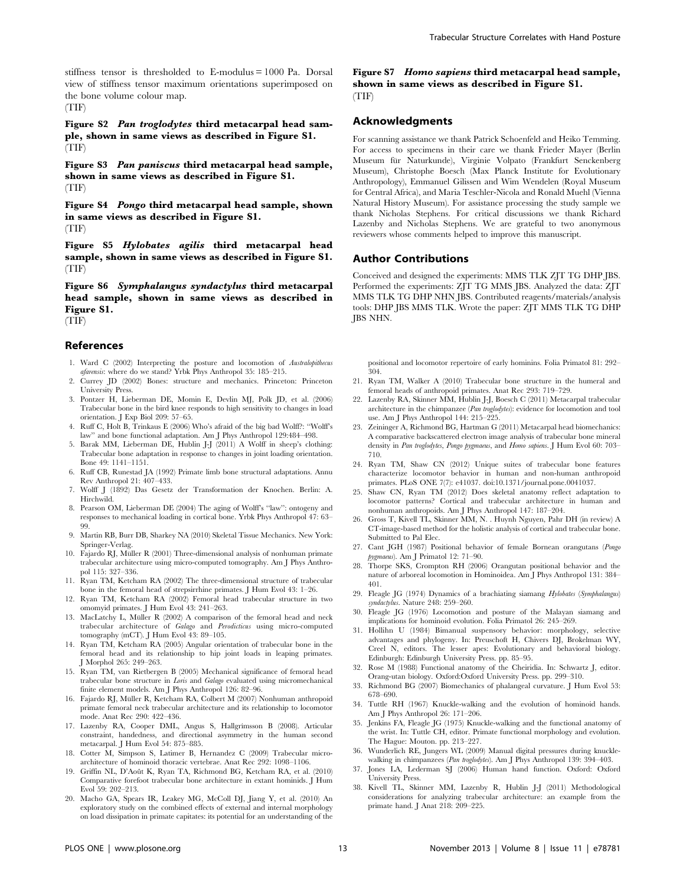stiffness tensor is thresholded to E-modulus = 1000 Pa. Dorsal view of stiffness tensor maximum orientations superimposed on the bone volume colour map.
(TIF)

**Figure S2** ***Pan troglodytes*** **third metacarpal head sample, shown in same views as described in Figure S1.**
(TIF)

**Figure S3** ***Pan paniscus*** **third metacarpal head sample, shown in same views as described in Figure S1.**
(TIF)

**Figure S4** ***Pongo*** **third metacarpal head sample, shown in same views as described in Figure S1.**
(TIF)

**Figure S5** ***Hylobates agilis*** **third metacarpal head sample, shown in same views as described in Figure S1.**
(TIF)

**Figure S6** ***Symphalangus syndactylus*** **third metacarpal head sample, shown in same views as described in Figure S1.**
(TIF)

**Figure S7** ***Homo sapiens*** **third metacarpal head sample, shown in same views as described in Figure S1.**
(TIF)

## Acknowledgments

For scanning assistance we thank Patrick Schoenfeld and Heiko Temming. For access to specimens in their care we thank Frieder Mayer (Berlin Museum für Naturkunde), Virginie Volpato (Frankfurt Senckenberg Museum), Christophe Boesch (Max Planck Institute for Evolutionary Anthropology), Emmanuel Gilissen and Wim Wendelen (Royal Museum for Central Africa), and Maria Teschler-Nicola and Ronald Muehl (Vienna Natural History Museum). For assistance processing the study sample we thank Nicholas Stephens. For critical discussions we thank Richard Lazenby and Nicholas Stephens. We are grateful to two anonymous reviewers whose comments helped to improve this manuscript.

## Author Contributions

Conceived and designed the experiments: MMS TLK ZJT TG DHP JBS. Performed the experiments: ZJT TG MMS JBS. Analyzed the data: ZJT MMS TLK TG DHP NHN JBS. Contributed reagents/materials/analysis tools: DHP JBS MMS TLK. Wrote the paper: ZJT MMS TLK TG DHP JBS NHN.

## References

1. Ward C (2002) Interpreting the posture and locomotion of *Australopithecus afarensis*: where do we stand? Yrbk Phys Anthropol 35: 185–215.
2. Currey JD (2002) Bones: structure and mechanics. Princeton: Princeton University Press.
3. Pontzer H, Lieberman DE, Momin E, Devlin MJ, Polk JD, et al. (2006) Trabecular bone in the bird knee responds to high sensitivity to changes in load orientation. J Exp Biol 209: 57–65.
4. Ruff C, Holt B, Trinkaus E (2006) Who's afraid of the big bad Wolff?: "Wolff's law" and bone functional adaptation. Am J Phys Anthropol 129:484–498.
5. Barak MM, Lieberman DE, Hublin J-J (2011) A Wolff in sheep's clothing: Trabecular bone adaptation in response to changes in joint loading orientation. Bone 49: 1141–1151.
6. Ruff CB, Runestad JA (1992) Primate limb bone structural adaptations. Annu Rev Anthropol 21: 407–433.
7. Wolff J (1892) Das Gesetz der Transformation der Knochen. Berlin: A. Hirchwild.
8. Pearson OM, Lieberman DE (2004) The aging of Wolff's "law": ontogeny and responses to mechanical loading in cortical bone. Yrbk Phys Anthropol 47: 63–99.
9. Martin RB, Burr DB, Sharkey NA (2010) Skeletal Tissue Mechanics. New York: Springer-Verlag.
10. Fajardo RJ, Müller R (2001) Three-dimensional analysis of nonhuman primate trabecular architecture using micro-computed tomography. Am J Phys Anthropol 115: 327–336.
11. Ryan TM, Ketcham RA (2002) The three-dimensional structure of trabecular bone in the femoral head of strepsirrhine primates. J Hum Evol 43: 1–26.
12. Ryan TM, Ketcham RA (2002) Femoral head trabecular structure in two omomyid primates. J Hum Evol 43: 241–263.
13. MacLatchy L, Müller R (2002) A comparison of the femoral head and neck trabecular architecture of *Galago* and *Perodicticus* using micro-computed tomography (mCT). J Hum Evol 43: 89–105.
14. Ryan TM, Ketcham RA (2005) Angular orientation of trabecular bone in the femoral head and its relationship to hip joint loads in leaping primates. J Morphol 265: 249–263.
15. Ryan TM, van Rietbergen B (2005) Mechanical significance of femoral head trabecular bone structure in *Loris* and *Galago* evaluated using micromechanical finite element models. Am J Phys Anthropol 126: 82–96.
16. Fajardo RJ, Müller R, Ketcham RA, Colbert M (2007) Nonhuman anthropoid primate femoral neck trabecular architecture and its relationship to locomotor mode. Anat Rec 290: 422–436.
17. Lazenby RA, Cooper DML, Angus S, Hallgrimsson B (2008). Articular constraint, handedness, and directional asymmetry in the human second metacarpal. J Hum Evol 54: 875–885.
18. Cotter M, Simpson S, Latimer B, Hernandez C (2009) Trabecular microarchitecture of hominoid thoracic vertebrae. Anat Rec 292: 1098–1106.
19. Griffin NL, D'Août K, Ryan TA, Richmond BG, Ketcham RA, et al. (2010) Comparative forefoot trabecular bone architecture in extant hominids. J Hum Evol 59: 202–213.
20. Macho GA, Spears IR, Leakey MG, McColl DJ, Jiang Y, et al. (2010) An exploratory study on the combined effects of external and internal morphology on load dissipation in primate capitates: its potential for an understanding of the positional and locomotor repertoire of early hominins. Folia Primatol 81: 292–304.
21. Ryan TM, Walker A (2010) Trabecular bone structure in the humeral and femoral heads of anthropoid primates. Anat Rec 293: 719–729.
22. Lazenby RA, Skinner MM, Hublin J-J, Boesch C (2011) Metacarpal trabecular architecture in the chimpanzee (*Pan troglodytes*): evidence for locomotion and tool use. Am J Phys Anthropol 144: 215–225.
23. Zeininger A, Richmond BG, Hartman G (2011) Metacarpal head biomechanics: A comparative backscattered electron image analysis of trabecular bone mineral density in *Pan troglodytes*, *Pongo pygmaeus*, and *Homo sapiens*. J Hum Evol 60: 703–710.
24. Ryan TM, Shaw CN (2012) Unique suites of trabecular bone features characterize locomotor behavior in human and non-human anthropoid primates. PLoS ONE 7(7): e41037. doi:10.1371/journal.pone.0041037.
25. Shaw CN, Ryan TM (2012) Does skeletal anatomy reflect adaptation to locomotor patterns? Cortical and trabecular architecture in human and nonhuman anthropoids. Am J Phys Anthropol 147: 187–204.
26. Gross T, Kivell TL, Skinner MM, N. . Huynh Nguyen, Pahr DH (in review) A CT-image-based method for the holistic analysis of cortical and trabecular bone. Submitted to Pal Elec.
27. Cant JGH (1987) Positional behavior of female Bornean orangutans (*Pongo pygmaeus*). Am J Primatol 12: 71–90.
28. Thorpe SKS, Crompton RH (2006) Orangutan positional behavior and the nature of arboreal locomotion in Hominoidea. Am J Phys Anthropol 131: 384–401.
29. Fleagle JG (1974) Dynamics of a brachiating siamang *Hylobates* (*Symphalangus*) *syndactylus*. Nature 248: 259–260.
30. Fleagle JG (1976) Locomotion and posture of the Malayan siamang and implications for hominoid evolution. Folia Primatol 26: 245–269.
31. Hollihn U (1984) Bimanual suspensory behavior: morphology, selective advantages and phylogeny. In: Preuschoft H, Chivers DJ, Brokelman WY, Creel N, editors. The lesser apes: Evolutionary and behavioral biology. Edinburgh: Edinburgh University Press. pp. 85–95.
32. Rose M (1988) Functional anatomy of the Cheiridia. In: Schwartz J, editor. Orang-utan biology. Oxford:Oxford University Press. pp. 299–310.
33. Richmond BG (2007) Biomechanics of phalangeal curvature. J Hum Evol 53: 678–690.
34. Tuttle RH (1967) Knuckle-walking and the evolution of hominoid hands. Am J Phys Anthropol 26: 171–206.
35. Jenkins FA, Fleagle JG (1975) Knuckle-walking and the functional anatomy of the wrist. In: Tuttle CH, editor. Primate functional morphology and evolution. The Hague: Mouton. pp. 213–227.
36. Wunderlich RE, Jungers WL (2009) Manual digital pressures during knuckle-walking in chimpanzees (*Pan troglodytes*). Am J Phys Anthropol 139: 394–403.
37. Jones LA, Lederman SJ (2006) Human hand function. Oxford: Oxford University Press.
38. Kivell TL, Skinner MM, Lazenby R, Hublin J-J (2011) Methodological considerations for analyzing trabecular architecture: an example from the primate hand. J Anat 218: 209–225.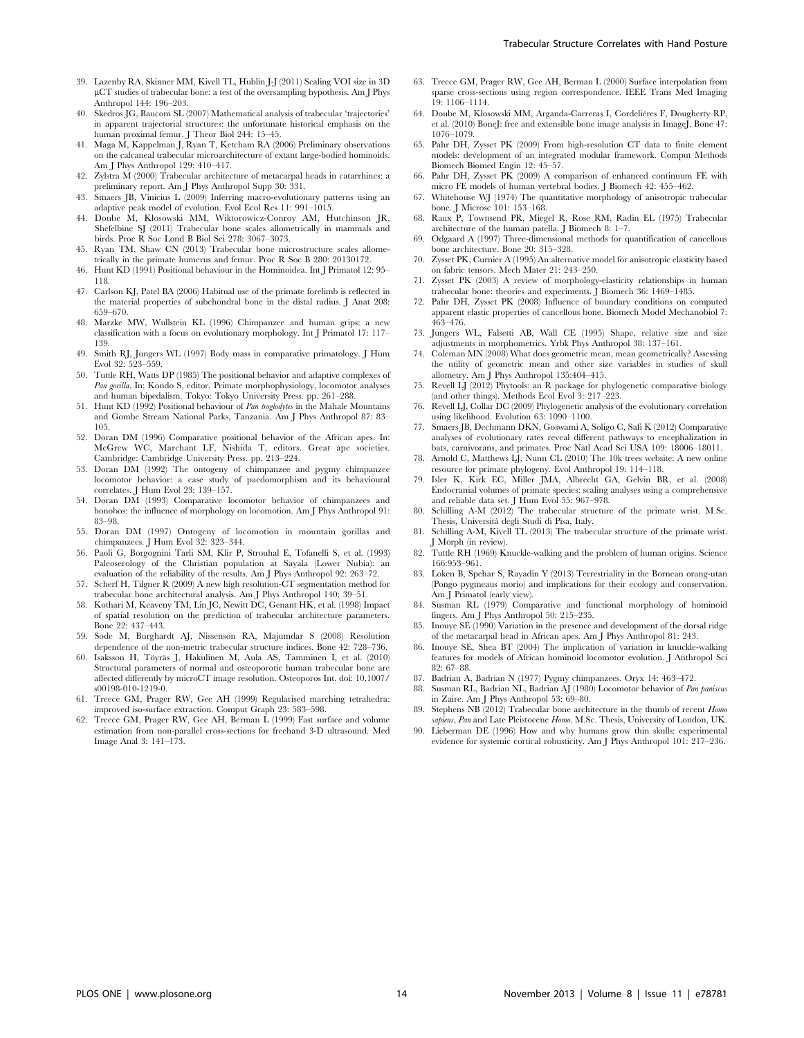39. Lazenby RA, Skinner MM, Kivell TL, Hublin J-J (2011) Scaling VOI size in 3D μCT studies of trabecular bone: a test of the oversampling hypothesis. Am J Phys Anthropol 144: 196–203.
40. Skedros JG, Baucom SL (2007) Mathematical analysis of trabecular 'trajectories' in apparent trajectorial structures: the unfortunate historical emphasis on the human proximal femur. J Theor Biol 244: 15–45.
41. Maga M, Kappelman J, Ryan T, Ketcham RA (2006) Preliminary observations on the calcaneal trabecular microarchitecture of extant large-bodied hominoids. Am J Phys Anthropol 129: 410–417.
42. Zylstra M (2000) Trabecular architecture of metacarpal heads in catarrhines: a preliminary report. Am J Phys Anthropol Supp 30: 331.
43. Smaers JB, Vinicius L (2009) Inferring macro-evolutionary patterns using an adaptive peak model of evolution. Evol Ecol Res 11: 991–1015.
44. Doube M, Kłosowski MM, Wiktorowicz-Conroy AM, Hutchinson JR, Shefelbine SJ (2011) Trabecular bone scales allometrically in mammals and birds. Proc R Soc Lond B Biol Sci 278: 3067–3073.
45. Ryan TM, Shaw CN (2013) Trabecular bone microstructure scales allometrically in the primate humerus and femur. Proc R Soc B 280: 20130172.
46. Hunt KD (1991) Positional behaviour in the Hominoidea. Int J Primatol 12: 95–118.
47. Carlson KJ, Patel BA (2006) Habitual use of the primate forelimb is reflected in the material properties of subchondral bone in the distal radius. J Anat 208: 659–670.
48. Marzke MW, Wullstein KL (1996) Chimpanzee and human grips: a new classification with a focus on evolutionary morphology. Int J Primatol 17: 117–139.
49. Smith RJ, Jungers WL (1997) Body mass in comparative primatology. J Hum Evol 32: 523–559.
50. Tuttle RH, Watts DP (1985) The positional behavior and adaptive complexes of *Pan gorilla*. In: Kondo S, editor. Primate morphophysiology, locomotor analyses and human bipedalism. Tokyo: Tokyo University Press. pp. 261–288.
51. Hunt KD (1992) Positional behaviour of *Pan troglodytes* in the Mahale Mountains and Gombe Stream National Parks, Tanzania. Am J Phys Anthropol 87: 83–105.
52. Doran DM (1996) Comparative positional behavior of the African apes. In: McGrew WC, Marchant LF, Nishida T, editors. Great ape societies. Cambridge: Cambridge University Press. pp. 213–224.
53. Doran DM (1992) The ontogeny of chimpanzee and pygmy chimpanzee locomotor behavior: a case study of paedomorphism and its behavioural correlates. J Hum Evol 23: 139–157.
54. Doran DM (1993) Comparative locomotor behavior of chimpanzees and bonobos: the influence of morphology on locomotion. Am J Phys Anthropol 91: 83–98.
55. Doran DM (1997) Ontogeny of locomotion in mountain gorillas and chimpanzees. J Hum Evol 32: 323–344.
56. Paoli G, Borgognini Tarli SM, Klír P, Strouhal E, Tofanelli S, et al. (1993) Paleoserology of the Christian population at Sayala (Lower Nubia): an evaluation of the reliability of the results. Am J Phys Anthropol 92: 263–72.
57. Scherf H, Tilgner R (2009) A new high resolution-CT segmentation method for trabecular bone architectural analysis. Am J Phys Anthropol 140: 39–51.
58. Kothari M, Keaveny TM, Lin JC, Newitt DC, Genant HK, et al. (1998) Impact of spatial resolution on the prediction of trabecular architecture parameters. Bone 22: 437–443.
59. Sode M, Burghardt AJ, Nissenson RA, Majumdar S (2008) Resolution dependence of the non-metric trabecular structure indices. Bone 42: 728–736.
60. Isaksson H, Töyräs J, Hakulinen M, Aula AS, Tamminen I, et al. (2010) Structural parameters of normal and osteoporotic human trabecular bone are affected differently by microCT image resolution. Osteoporos Int. doi: 10.1007/s00198-010-1219-0.
61. Treece GM, Prager RW, Gee AH (1999) Regularised marching tetrahedra: improved iso-surface extraction. Comput Graph 23: 583–598.
62. Treece GM, Prager RW, Gee AH, Berman L (1999) Fast surface and volume estimation from non-parallel cross-sections for freehand 3-D ultrasound. Med Image Anal 3: 141–173.
63. Treece GM, Prager RW, Gee AH, Berman L (2000) Surface interpolation from sparse cross-sections using region correspondence. IEEE Trans Med Imaging 19: 1106–1114.
64. Doube M, Kłosowski MM, Arganda-Carreras I, Cordeliéres F, Dougherty RP, et al. (2010) BoneJ: free and extensible bone image analysis in ImageJ. Bone 47: 1076–1079.
65. Pahr DH, Zysset PK (2009) From high-resolution CT data to finite element models: development of an integrated modular framework. Comput Methods Biomech Biomed Engin 12: 45–57.
66. Pahr DH, Zysset PK (2009) A comparison of enhanced continuum FE with micro FE models of human vertebral bodies. J Biomech 42: 455–462.
67. Whitehouse WJ (1974) The quantitative morphology of anisotropic trabecular bone. J Microsc 101: 153–168.
68. Raux P, Townsend PR, Miegel R, Rose RM, Radin EL (1975) Trabecular architecture of the human patella. J Biomech 8: 1–7.
69. Odgaard A (1997) Three-dimensional methods for quantification of cancellous bone architecture. Bone 20: 315–328.
70. Zysset PK, Curnier A (1995) An alternative model for anisotropic elasticity based on fabric tensors. Mech Mater 21: 243–250.
71. Zysset PK (2003) A review of morphology-elasticity relationships in human trabecular bone: theories and experiments. J Biomech 36: 1469–1485.
72. Pahr DH, Zysset PK (2008) Influence of boundary conditions on computed apparent elastic properties of cancellous bone. Biomech Model Mechanobiol 7: 463–476.
73. Jungers WL, Falsetti AB, Wall CE (1995) Shape, relative size and size adjustments in morphometrics. Yrbk Phys Anthropol 38: 137–161.
74. Coleman MN (2008) What does geometric mean, mean geometrically? Assessing the utility of geometric mean and other size variables in studies of skull allometry. Am J Phys Anthropol 135:404–415.
75. Revell LJ (2012) Phytools: an R package for phylogenetic comparative biology (and other things). Methods Ecol Evol 3: 217–223.
76. Revell LJ, Collar DC (2009) Phylogenetic analysis of the evolutionary correlation using likelihood. Evolution 63: 1090–1100.
77. Smaers JB, Dechmann DKN, Goswami A, Soligo C, Safi K (2012) Comparative analyses of evolutionary rates reveal different pathways to encephalization in bats, carnivorans, and primates. Proc Natl Acad Sci USA 109: 18006–18011.
78. Arnold C, Matthews LJ, Nunn CL (2010) The 10k trees website: A new online resource for primate phylogeny. Evol Anthropol 19: 114–118.
79. Isler K, Kirk EC, Miller JMA, Albrecht GA, Gelvin BR, et al. (2008) Endocranial volumes of primate species: scaling analyses using a comprehensive and reliable data set. J Hum Evol 55: 967–978.
80. Schilling A-M (2012) The trabecular structure of the primate wrist. M.Sc. Thesis, Università degli Studi di Pisa, Italy.
81. Schilling A-M, Kivell TL (2013) The trabecular structure of the primate wrist. J Morph (in review).
82. Tuttle RH (1969) Knuckle-walking and the problem of human origins. Science 166:953–961.
83. Loken B, Spehar S, Rayadin Y (2013) Terrestriality in the Bornean orang-utan (Pongo pygmaeus morio) and implications for their ecology and conservation. Am J Primatol (early view).
84. Susman RL (1979) Comparative and functional morphology of hominoid fingers. Am J Phys Anthropol 50: 215–235.
85. Inouye SE (1990) Variation in the presence and development of the dorsal ridge of the metacarpal head in African apes. Am J Phys Anthropol 81: 243.
86. Inouye SE, Shea BT (2004) The implication of variation in knuckle-walking features for models of African hominoid locomotor evolution. J Anthropol Sci 82: 67–88.
87. Badrian A, Badrian N (1977) Pygmy chimpanzees. Oryx 14: 463–472.
88. Susman RL, Badrian NL, Badrian AJ (1980) Locomotor behavior of *Pan paniscus* in Zaire. Am J Phys Anthropol 53: 69–80.
89. Stephens NB (2012) Trabecular bone architecture in the thumb of recent *Homo sapiens*, *Pan* and Late Pleistocene *Homo*. M.Sc. Thesis, University of London, UK.
90. Lieberman DE (1996) How and why humans grow thin skulls: experimental evidence for systemic cortical robusticity. Am J Phys Anthropol 101: 217–236.